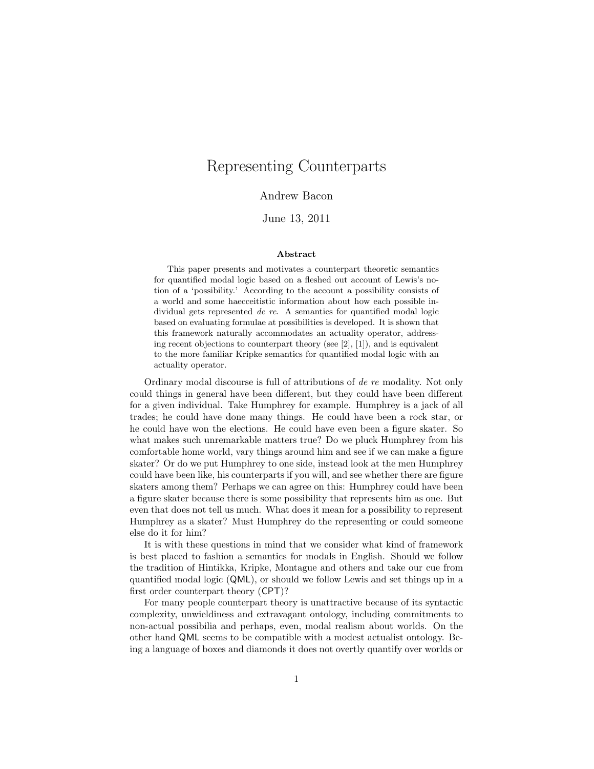# Representing Counterparts

Andrew Bacon

June 13, 2011

**Abstract**

This paper presents and motivates a counterpart theoretic semantics for quantified modal logic based on a fleshed out account of Lewis's notion of a 'possibility.' According to the account a possibility consists of a world and some haecceitistic information about how each possible individual gets represented *de re*. A semantics for quantified modal logic based on evaluating formulae at possibilities is developed. It is shown that this framework naturally accommodates an actuality operator, addressing recent objections to counterpart theory (see [2], [1]), and is equivalent to the more familiar Kripke semantics for quantified modal logic with an actuality operator.

Ordinary modal discourse is full of attributions of *de re* modality. Not only could things in general have been different, but they could have been different for a given individual. Take Humphrey for example. Humphrey is a jack of all trades; he could have done many things. He could have been a rock star, or he could have won the elections. He could have even been a figure skater. So what makes such unremarkable matters true? Do we pluck Humphrey from his comfortable home world, vary things around him and see if we can make a figure skater? Or do we put Humphrey to one side, instead look at the men Humphrey could have been like, his counterparts if you will, and see whether there are figure skaters among them? Perhaps we can agree on this: Humphrey could have been a figure skater because there is some possibility that represents him as one. But even that does not tell us much. What does it mean for a possibility to represent Humphrey as a skater? Must Humphrey do the representing or could someone else do it for him?

It is with these questions in mind that we consider what kind of framework is best placed to fashion a semantics for modals in English. Should we follow the tradition of Hintikka, Kripke, Montague and others and take our cue from quantified modal logic (QML), or should we follow Lewis and set things up in a first order counterpart theory (CPT)?

For many people counterpart theory is unattractive because of its syntactic complexity, unwieldiness and extravagant ontology, including commitments to non-actual possibilia and perhaps, even, modal realism about worlds. On the other hand QML seems to be compatible with a modest actualist ontology. Being a language of boxes and diamonds it does not overtly quantify over worlds or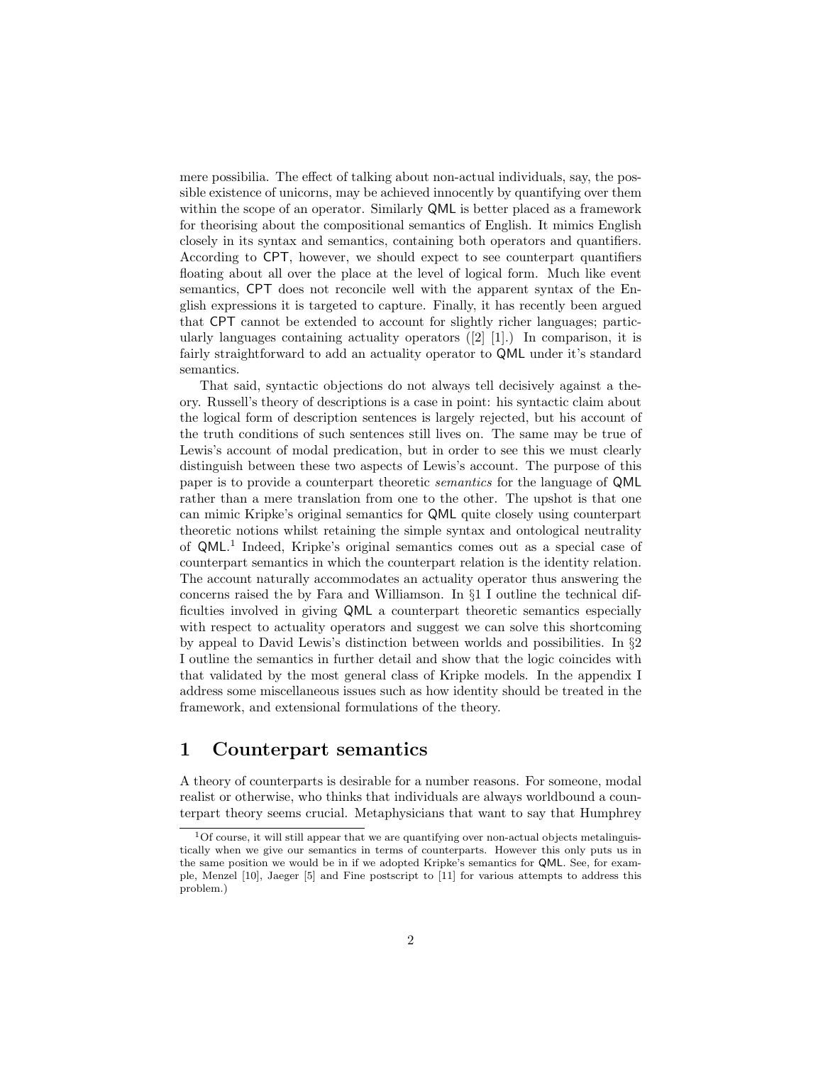mere possibilia. The effect of talking about non-actual individuals, say, the possible existence of unicorns, may be achieved innocently by quantifying over them within the scope of an operator. Similarly QML is better placed as a framework for theorising about the compositional semantics of English. It mimics English closely in its syntax and semantics, containing both operators and quantifiers. According to CPT, however, we should expect to see counterpart quantifiers floating about all over the place at the level of logical form. Much like event semantics, CPT does not reconcile well with the apparent syntax of the English expressions it is targeted to capture. Finally, it has recently been argued that CPT cannot be extended to account for slightly richer languages; particularly languages containing actuality operators ([2] [1].) In comparison, it is fairly straightforward to add an actuality operator to QML under it's standard semantics.

That said, syntactic objections do not always tell decisively against a theory. Russell's theory of descriptions is a case in point: his syntactic claim about the logical form of description sentences is largely rejected, but his account of the truth conditions of such sentences still lives on. The same may be true of Lewis's account of modal predication, but in order to see this we must clearly distinguish between these two aspects of Lewis's account. The purpose of this paper is to provide a counterpart theoretic *semantics* for the language of QML rather than a mere translation from one to the other. The upshot is that one can mimic Kripke's original semantics for QML quite closely using counterpart theoretic notions whilst retaining the simple syntax and ontological neutrality of QML.[1] Indeed, Kripke's original semantics comes out as a special case of counterpart semantics in which the counterpart relation is the identity relation. The account naturally accommodates an actuality operator thus answering the concerns raised the by Fara and Williamson. In §1 I outline the technical difficulties involved in giving QML a counterpart theoretic semantics especially with respect to actuality operators and suggest we can solve this shortcoming by appeal to David Lewis's distinction between worlds and possibilities. In §2 I outline the semantics in further detail and show that the logic coincides with that validated by the most general class of Kripke models. In the appendix I address some miscellaneous issues such as how identity should be treated in the framework, and extensional formulations of the theory.

# 1 Counterpart semantics

A theory of counterparts is desirable for a number reasons. For someone, modal realist or otherwise, who thinks that individuals are always worldbound a counterpart theory seems crucial. Metaphysicians that want to say that Humphrey

[1] Of course, it will still appear that we are quantifying over non-actual objects metalinguistically when we give our semantics in terms of counterparts. However this only puts us in the same position we would be in if we adopted Kripke's semantics for QML. See, for example, Menzel [10], Jaeger [5] and Fine postscript to [11] for various attempts to address this problem.)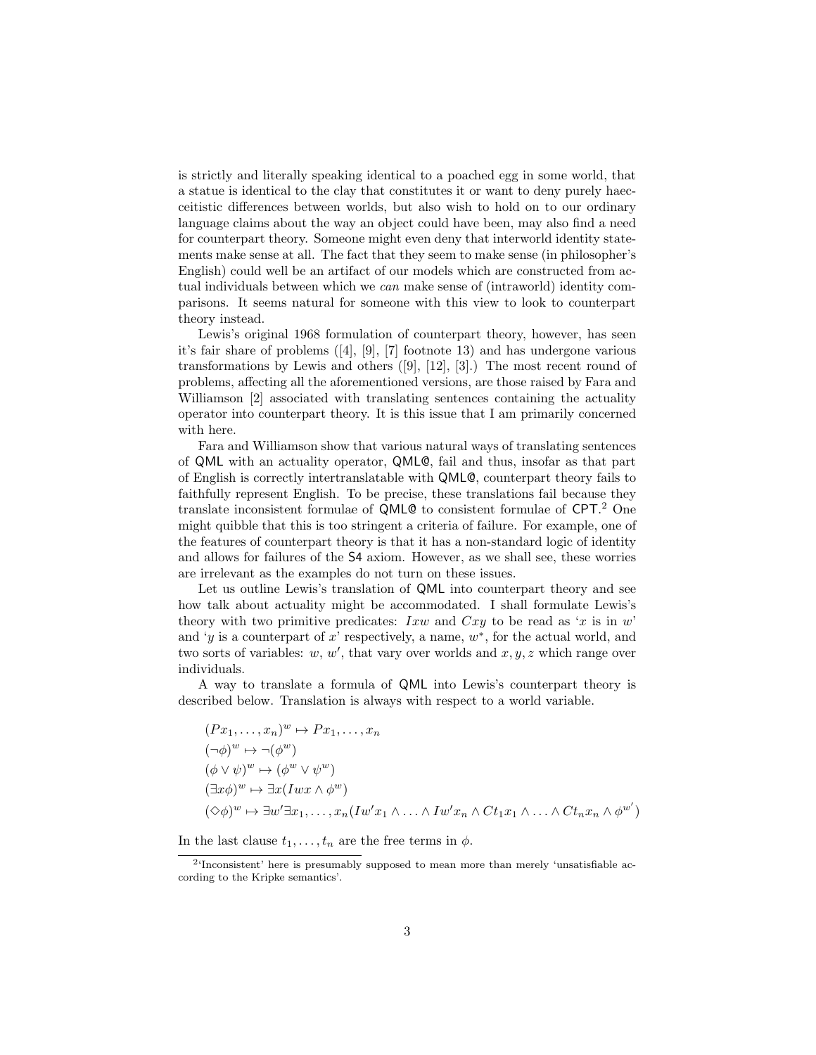is strictly and literally speaking identical to a poached egg in some world, that a statue is identical to the clay that constitutes it or want to deny purely haecceitistic differences between worlds, but also wish to hold on to our ordinary language claims about the way an object could have been, may also find a need for counterpart theory. Someone might even deny that interworld identity statements make sense at all. The fact that they seem to make sense (in philosopher's English) could well be an artifact of our models which are constructed from actual individuals between which we *can* make sense of (intraworld) identity comparisons. It seems natural for someone with this view to look to counterpart theory instead.

Lewis's original 1968 formulation of counterpart theory, however, has seen it's fair share of problems ([4], [9], [7] footnote 13) and has undergone various transformations by Lewis and others ([9], [12], [3].) The most recent round of problems, affecting all the aforementioned versions, are those raised by Fara and Williamson [2] associated with translating sentences containing the actuality operator into counterpart theory. It is this issue that I am primarily concerned with here.

Fara and Williamson show that various natural ways of translating sentences of QML with an actuality operator, QML@, fail and thus, insofar as that part of English is correctly intertranslatable with QML@, counterpart theory fails to faithfully represent English. To be precise, these translations fail because they translate inconsistent formulae of QML@ to consistent formulae of CPT.[2] One might quibble that this is too stringent a criteria of failure. For example, one of the features of counterpart theory is that it has a non-standard logic of identity and allows for failures of the S4 axiom. However, as we shall see, these worries are irrelevant as the examples do not turn on these issues.

Let us outline Lewis's translation of QML into counterpart theory and see how talk about actuality might be accommodated. I shall formulate Lewis's theory with two primitive predicates: $Ixw$ and $Cxy$ to be read as '$x$ is in $w$' and '$y$ is a counterpart of $x$' respectively, a name, $w^*$, for the actual world, and two sorts of variables: $w$, $w'$, that vary over worlds and $x, y, z$ which range over individuals.

A way to translate a formula of QML into Lewis's counterpart theory is described below. Translation is always with respect to a world variable.

$$(Px_1, \ldots, x_n)^w \mapsto Px_1, \ldots, x_n$$
$$(\neg\phi)^w \mapsto \neg(\phi^w)$$
$$(\phi \vee \psi)^w \mapsto (\phi^w \vee \psi^w)$$
$$(\exists x\phi)^w \mapsto \exists x(Iwx \wedge \phi^w)$$
$$(\Diamond\phi)^w \mapsto \exists w'\exists x_1, \ldots, x_n(Iw'x_1 \wedge \ldots \wedge Iw'x_n \wedge Ct_1x_1 \wedge \ldots \wedge Ct_nx_n \wedge \phi^{w'})$$

In the last clause $t_1, \ldots, t_n$ are the free terms in $\phi$.

[2] 'Inconsistent' here is presumably supposed to mean more than merely 'unsatisfiable according to the Kripke semantics'.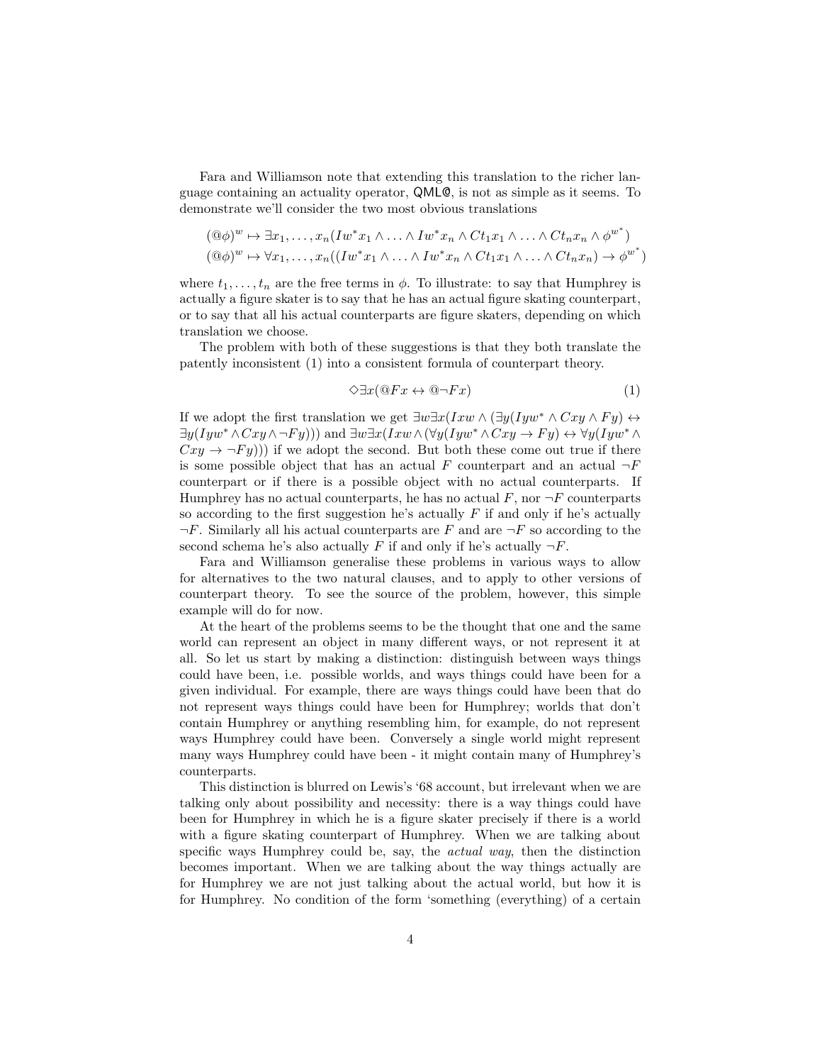Fara and Williamson note that extending this translation to the richer language containing an actuality operator, QML@, is not as simple as it seems. To demonstrate we'll consider the two most obvious translations

$$(@\phi)^w \mapsto \exists x_1, \ldots, x_n(Iw^*x_1 \wedge \ldots \wedge Iw^*x_n \wedge Ct_1x_1 \wedge \ldots \wedge Ct_nx_n \wedge \phi^{w^*})$$
$$(@\phi)^w \mapsto \forall x_1, \ldots, x_n((Iw^*x_1 \wedge \ldots \wedge Iw^*x_n \wedge Ct_1x_1 \wedge \ldots \wedge Ct_nx_n) \to \phi^{w^*})$$

where $t_1, \ldots, t_n$ are the free terms in $\phi$. To illustrate: to say that Humphrey is actually a figure skater is to say that he has an actual figure skating counterpart, or to say that all his actual counterparts are figure skaters, depending on which translation we choose.

The problem with both of these suggestions is that they both translate the patently inconsistent (1) into a consistent formula of counterpart theory.

$$\Diamond\exists x(@Fx \leftrightarrow @\neg Fx) \tag{1}$$

If we adopt the first translation we get $\exists w\exists x(Ixw \wedge (\exists y(Iyw^* \wedge Cxy \wedge Fy) \leftrightarrow \exists y(Iyw^* \wedge Cxy \wedge \neg Fy)))$ and $\exists w\exists x(Ixw \wedge (\forall y(Iyw^* \wedge Cxy \to Fy) \leftrightarrow \forall y(Iyw^* \wedge Cxy \to \neg Fy)))$ if we adopt the second. But both these come out true if there is some possible object that has an actual $F$ counterpart and an actual $\neg F$ counterpart or if there is a possible object with no actual counterparts. If Humphrey has no actual counterparts, he has no actual $F$, nor $\neg F$ counterparts so according to the first suggestion he's actually $F$ if and only if he's actually $\neg F$. Similarly all his actual counterparts are $F$ and are $\neg F$ so according to the second schema he's also actually $F$ if and only if he's actually $\neg F$.

Fara and Williamson generalise these problems in various ways to allow for alternatives to the two natural clauses, and to apply to other versions of counterpart theory. To see the source of the problem, however, this simple example will do for now.

At the heart of the problems seems to be the thought that one and the same world can represent an object in many different ways, or not represent it at all. So let us start by making a distinction: distinguish between ways things could have been, i.e. possible worlds, and ways things could have been for a given individual. For example, there are ways things could have been that do not represent ways things could have been for Humphrey; worlds that don't contain Humphrey or anything resembling him, for example, do not represent ways Humphrey could have been. Conversely a single world might represent many ways Humphrey could have been - it might contain many of Humphrey's counterparts.

This distinction is blurred on Lewis's '68 account, but irrelevant when we are talking only about possibility and necessity: there is a way things could have been for Humphrey in which he is a figure skater precisely if there is a world with a figure skating counterpart of Humphrey. When we are talking about specific ways Humphrey could be, say, the *actual way*, then the distinction becomes important. When we are talking about the way things actually are for Humphrey we are not just talking about the actual world, but how it is for Humphrey. No condition of the form 'something (everything) of a certain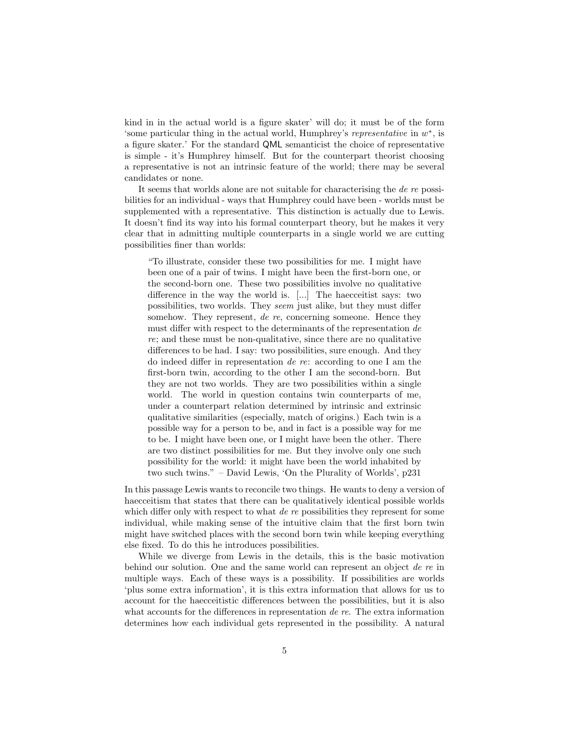kind in in the actual world is a figure skater' will do; it must be of the form 'some particular thing in the actual world, Humphrey's *representative* in $w^*$, is a figure skater.' For the standard QML semanticist the choice of representative is simple - it's Humphrey himself. But for the counterpart theorist choosing a representative is not an intrinsic feature of the world; there may be several candidates or none.

It seems that worlds alone are not suitable for characterising the *de re* possibilities for an individual - ways that Humphrey could have been - worlds must be supplemented with a representative. This distinction is actually due to Lewis. It doesn't find its way into his formal counterpart theory, but he makes it very clear that in admitting multiple counterparts in a single world we are cutting possibilities finer than worlds:

> "To illustrate, consider these two possibilities for me. I might have been one of a pair of twins. I might have been the first-born one, or the second-born one. These two possibilities involve no qualitative difference in the way the world is. [...] The haecceitist says: two possibilities, two worlds. They *seem* just alike, but they must differ somehow. They represent, *de re*, concerning someone. Hence they must differ with respect to the determinants of the representation *de re*; and these must be non-qualitative, since there are no qualitative differences to be had. I say: two possibilities, sure enough. And they do indeed differ in representation *de re*: according to one I am the first-born twin, according to the other I am the second-born. But they are not two worlds. They are two possibilities within a single world. The world in question contains twin counterparts of me, under a counterpart relation determined by intrinsic and extrinsic qualitative similarities (especially, match of origins.) Each twin is a possible way for a person to be, and in fact is a possible way for me to be. I might have been one, or I might have been the other. There are two distinct possibilities for me. But they involve only one such possibility for the world: it might have been the world inhabited by two such twins." – David Lewis, 'On the Plurality of Worlds', p231

In this passage Lewis wants to reconcile two things. He wants to deny a version of haecceitism that states that there can be qualitatively identical possible worlds which differ only with respect to what *de re* possibilities they represent for some individual, while making sense of the intuitive claim that the first born twin might have switched places with the second born twin while keeping everything else fixed. To do this he introduces possibilities.

While we diverge from Lewis in the details, this is the basic motivation behind our solution. One and the same world can represent an object *de re* in multiple ways. Each of these ways is a possibility. If possibilities are worlds 'plus some extra information', it is this extra information that allows for us to account for the haecceitistic differences between the possibilities, but it is also what accounts for the differences in representation *de re*. The extra information determines how each individual gets represented in the possibility. A natural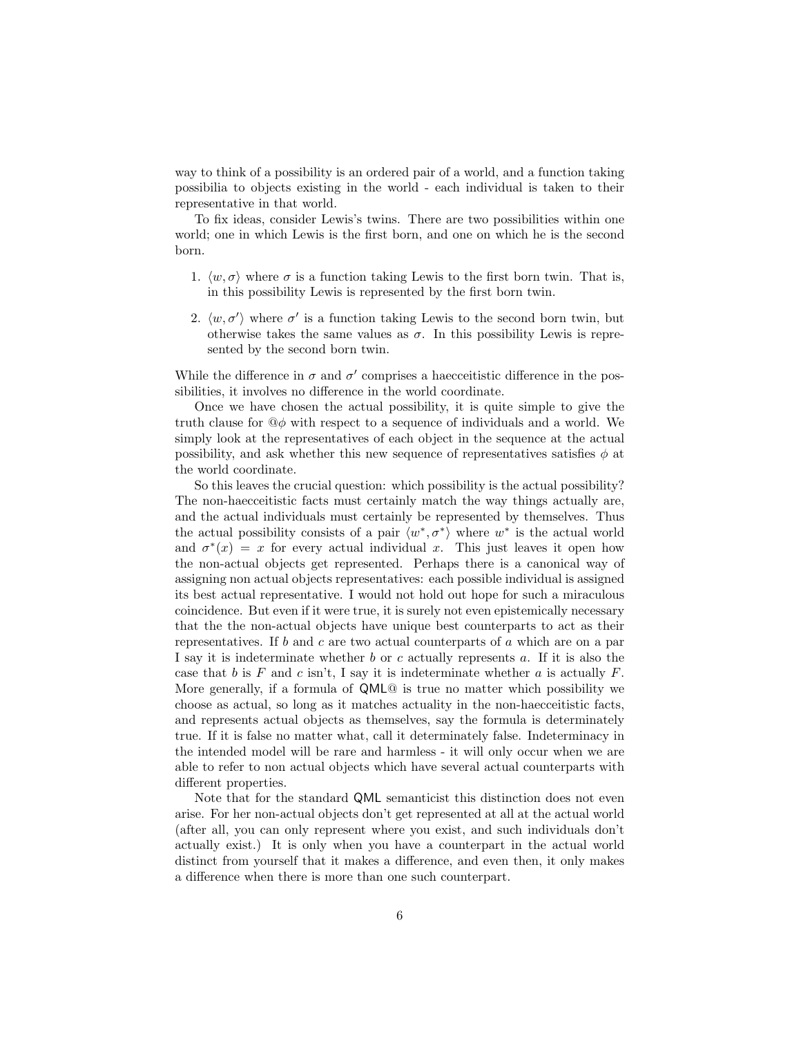way to think of a possibility is an ordered pair of a world, and a function taking possibilia to objects existing in the world - each individual is taken to their representative in that world.

To fix ideas, consider Lewis's twins. There are two possibilities within one world; one in which Lewis is the first born, and one on which he is the second born.

1. $\langle w, \sigma \rangle$ where $\sigma$ is a function taking Lewis to the first born twin. That is, in this possibility Lewis is represented by the first born twin.

2. $\langle w, \sigma' \rangle$ where $\sigma'$ is a function taking Lewis to the second born twin, but otherwise takes the same values as $\sigma$. In this possibility Lewis is represented by the second born twin.

While the difference in $\sigma$ and $\sigma'$ comprises a haecceitistic difference in the possibilities, it involves no difference in the world coordinate.

Once we have chosen the actual possibility, it is quite simple to give the truth clause for $@\phi$ with respect to a sequence of individuals and a world. We simply look at the representatives of each object in the sequence at the actual possibility, and ask whether this new sequence of representatives satisfies $\phi$ at the world coordinate.

So this leaves the crucial question: which possibility is the actual possibility? The non-haecceitistic facts must certainly match the way things actually are, and the actual individuals must certainly be represented by themselves. Thus the actual possibility consists of a pair $\langle w^*, \sigma^* \rangle$ where $w^*$ is the actual world and $\sigma^*(x) = x$ for every actual individual $x$. This just leaves it open how the non-actual objects get represented. Perhaps there is a canonical way of assigning non actual objects representatives: each possible individual is assigned its best actual representative. I would not hold out hope for such a miraculous coincidence. But even if it were true, it is surely not even epistemically necessary that the the non-actual objects have unique best counterparts to act as their representatives. If $b$ and $c$ are two actual counterparts of $a$ which are on a par I say it is indeterminate whether $b$ or $c$ actually represents $a$. If it is also the case that $b$ is $F$ and $c$ isn't, I say it is indeterminate whether $a$ is actually $F$. More generally, if a formula of QML@ is true no matter which possibility we choose as actual, so long as it matches actuality in the non-haecceitistic facts, and represents actual objects as themselves, say the formula is determinately true. If it is false no matter what, call it determinately false. Indeterminacy in the intended model will be rare and harmless - it will only occur when we are able to refer to non actual objects which have several actual counterparts with different properties.

Note that for the standard QML semanticist this distinction does not even arise. For her non-actual objects don't get represented at all at the actual world (after all, you can only represent where you exist, and such individuals don't actually exist.) It is only when you have a counterpart in the actual world distinct from yourself that it makes a difference, and even then, it only makes a difference when there is more than one such counterpart.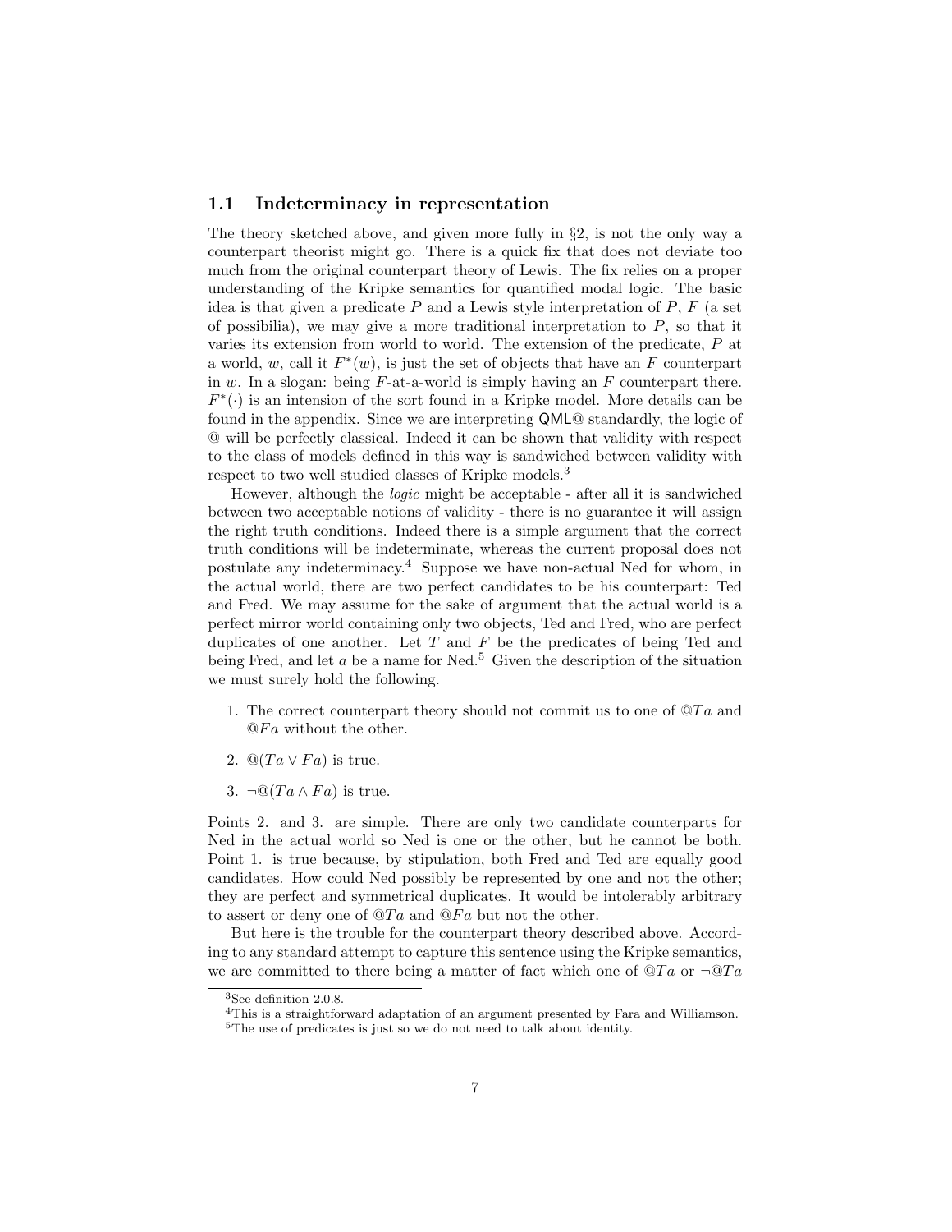### 1.1 Indeterminacy in representation

The theory sketched above, and given more fully in §2, is not the only way a counterpart theorist might go. There is a quick fix that does not deviate too much from the original counterpart theory of Lewis. The fix relies on a proper understanding of the Kripke semantics for quantified modal logic. The basic idea is that given a predicate $P$ and a Lewis style interpretation of $P$, $F$ (a set of possibilia), we may give a more traditional interpretation to $P$, so that it varies its extension from world to world. The extension of the predicate, $P$ at a world, $w$, call it $F^*(w)$, is just the set of objects that have an $F$ counterpart in $w$. In a slogan: being $F$-at-a-world is simply having an $F$ counterpart there. $F^*(\cdot)$ is an intension of the sort found in a Kripke model. More details can be found in the appendix. Since we are interpreting QML@ standardly, the logic of @ will be perfectly classical. Indeed it can be shown that validity with respect to the class of models defined in this way is sandwiched between validity with respect to two well studied classes of Kripke models.[3]

However, although the *logic* might be acceptable - after all it is sandwiched between two acceptable notions of validity - there is no guarantee it will assign the right truth conditions. Indeed there is a simple argument that the correct truth conditions will be indeterminate, whereas the current proposal does not postulate any indeterminacy.[4] Suppose we have non-actual Ned for whom, in the actual world, there are two perfect candidates to be his counterpart: Ted and Fred. We may assume for the sake of argument that the actual world is a perfect mirror world containing only two objects, Ted and Fred, who are perfect duplicates of one another. Let $T$ and $F$ be the predicates of being Ted and being Fred, and let $a$ be a name for Ned.[5] Given the description of the situation we must surely hold the following.

1. The correct counterpart theory should not commit us to one of $@Ta$ and $@Fa$ without the other.
2. $@(Ta \vee Fa)$ is true.
3. $\neg @(Ta \wedge Fa)$ is true.

Points 2. and 3. are simple. There are only two candidate counterparts for Ned in the actual world so Ned is one or the other, but he cannot be both. Point 1. is true because, by stipulation, both Fred and Ted are equally good candidates. How could Ned possibly be represented by one and not the other; they are perfect and symmetrical duplicates. It would be intolerably arbitrary to assert or deny one of $@Ta$ and $@Fa$ but not the other.

But here is the trouble for the counterpart theory described above. According to any standard attempt to capture this sentence using the Kripke semantics, we are committed to there being a matter of fact which one of $@Ta$ or $\neg @Ta$

[3] See definition 2.0.8.

[4] This is a straightforward adaptation of an argument presented by Fara and Williamson.

[5] The use of predicates is just so we do not need to talk about identity.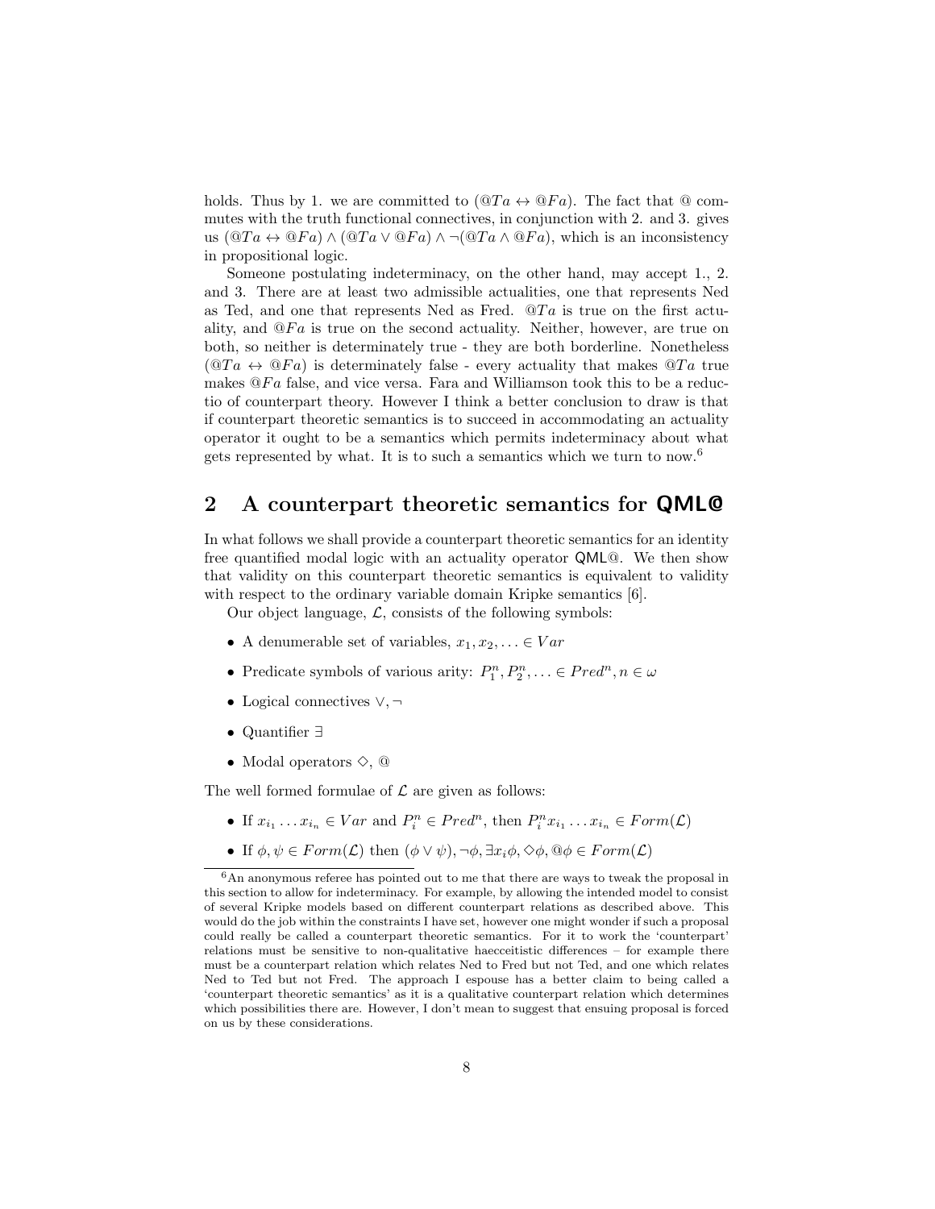holds. Thus by 1. we are committed to $(@Ta \leftrightarrow @Fa)$. The fact that @ commutes with the truth functional connectives, in conjunction with 2. and 3. gives us $(@Ta \leftrightarrow @Fa) \wedge (@Ta \vee @Fa) \wedge \neg(@Ta \wedge @Fa)$, which is an inconsistency in propositional logic.

Someone postulating indeterminacy, on the other hand, may accept 1., 2. and 3. There are at least two admissible actualities, one that represents Ned as Ted, and one that represents Ned as Fred. $@Ta$ is true on the first actuality, and $@Fa$ is true on the second actuality. Neither, however, are true on both, so neither is determinately true - they are both borderline. Nonetheless $(@Ta \leftrightarrow @Fa)$ is determinately false - every actuality that makes $@Ta$ true makes $@Fa$ false, and vice versa. Fara and Williamson took this to be a reductio of counterpart theory. However I think a better conclusion to draw is that if counterpart theoretic semantics is to succeed in accommodating an actuality operator it ought to be a semantics which permits indeterminacy about what gets represented by what. It is to such a semantics which we turn to now.[6]

## 2 A counterpart theoretic semantics for QML@

In what follows we shall provide a counterpart theoretic semantics for an identity free quantified modal logic with an actuality operator QML@. We then show that validity on this counterpart theoretic semantics is equivalent to validity with respect to the ordinary variable domain Kripke semantics [6].

Our object language, $\mathcal{L}$, consists of the following symbols:

- A denumerable set of variables, $x_1, x_2, \ldots \in Var$
- Predicate symbols of various arity: $P_1^n, P_2^n, \ldots \in Pred^n, n \in \omega$
- Logical connectives $\vee, \neg$
- Quantifier $\exists$
- Modal operators $\Diamond$, @

The well formed formulae of $\mathcal{L}$ are given as follows:

- If $x_{i_1} \ldots x_{i_n} \in Var$ and $P_i^n \in Pred^n$, then $P_i^n x_{i_1} \ldots x_{i_n} \in Form(\mathcal{L})$
- If $\phi, \psi \in Form(\mathcal{L})$ then $(\phi \vee \psi), \neg\phi, \exists x_i \phi, \Diamond\phi, @\phi \in Form(\mathcal{L})$

[6] An anonymous referee has pointed out to me that there are ways to tweak the proposal in this section to allow for indeterminacy. For example, by allowing the intended model to consist of several Kripke models based on different counterpart relations as described above. This would do the job within the constraints I have set, however one might wonder if such a proposal could really be called a counterpart theoretic semantics. For it to work the 'counterpart' relations must be sensitive to non-qualitative haecceitistic differences – for example there must be a counterpart relation which relates Ned to Fred but not Ted, and one which relates Ned to Ted but not Fred. The approach I espouse has a better claim to being called a 'counterpart theoretic semantics' as it is a qualitative counterpart relation which determines which possibilities there are. However, I don't mean to suggest that ensuing proposal is forced on us by these considerations.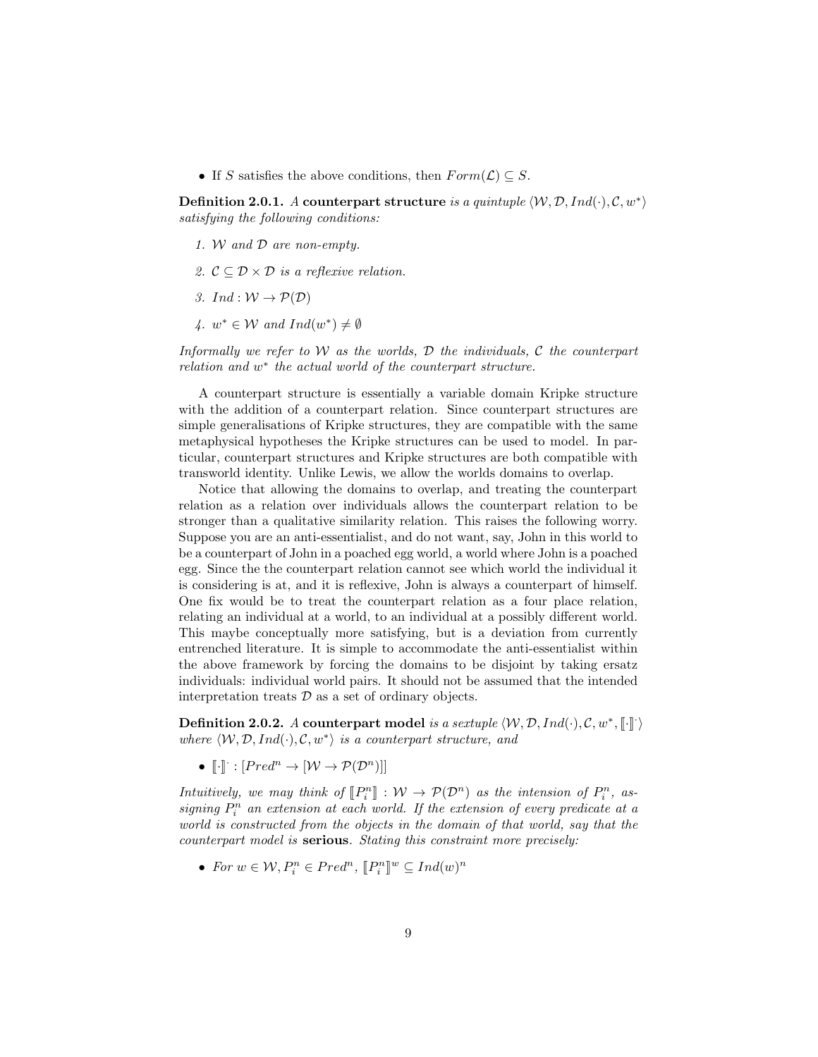- If $S$ satisfies the above conditions, then $Form(\mathcal{L}) \subseteq S$.

**Definition 2.0.1.** *A* **counterpart structure** *is a quintuple* $\langle \mathcal{W}, \mathcal{D}, Ind(\cdot), \mathcal{C}, w^* \rangle$ *satisfying the following conditions:*

1. $\mathcal{W}$ *and* $\mathcal{D}$ *are non-empty.*
2. $\mathcal{C} \subseteq \mathcal{D} \times \mathcal{D}$ *is a reflexive relation.*
3. $Ind : \mathcal{W} \to \mathcal{P}(\mathcal{D})$
4. $w^* \in \mathcal{W}$ *and* $Ind(w^*) \neq \emptyset$

*Informally we refer to* $\mathcal{W}$ *as the worlds,* $\mathcal{D}$ *the individuals,* $\mathcal{C}$ *the counterpart relation and* $w^*$ *the actual world of the counterpart structure.*

A counterpart structure is essentially a variable domain Kripke structure with the addition of a counterpart relation. Since counterpart structures are simple generalisations of Kripke structures, they are compatible with the same metaphysical hypotheses the Kripke structures can be used to model. In particular, counterpart structures and Kripke structures are both compatible with transworld identity. Unlike Lewis, we allow the worlds domains to overlap.

Notice that allowing the domains to overlap, and treating the counterpart relation as a relation over individuals allows the counterpart relation to be stronger than a qualitative similarity relation. This raises the following worry. Suppose you are an anti-essentialist, and do not want, say, John in this world to be a counterpart of John in a poached egg world, a world where John is a poached egg. Since the the counterpart relation cannot see which world the individual it is considering is at, and it is reflexive, John is always a counterpart of himself. One fix would be to treat the counterpart relation as a four place relation, relating an individual at a world, to an individual at a possibly different world. This maybe conceptually more satisfying, but is a deviation from currently entrenched literature. It is simple to accommodate the anti-essentialist within the above framework by forcing the domains to be disjoint by taking ersatz individuals: individual world pairs. It should not be assumed that the intended interpretation treats $\mathcal{D}$ as a set of ordinary objects.

**Definition 2.0.2.** *A* **counterpart model** *is a sextuple* $\langle \mathcal{W}, \mathcal{D}, Ind(\cdot), \mathcal{C}, w^*, [\![\cdot]\!]^{\cdot} \rangle$ *where* $\langle \mathcal{W}, \mathcal{D}, Ind(\cdot), \mathcal{C}, w^* \rangle$ *is a counterpart structure, and*

- $[\![\cdot]\!]^{\cdot} : [Pred^n \to [\mathcal{W} \to \mathcal{P}(\mathcal{D}^n)]]$

*Intuitively, we may think of* $[\![P^n_i]\!] : \mathcal{W} \to \mathcal{P}(\mathcal{D}^n)$ *as the intension of* $P^n_i$*, assigning* $P^n_i$ *an extension at each world. If the extension of every predicate at a world is constructed from the objects in the domain of that world, say that the counterpart model is* **serious***. Stating this constraint more precisely:*

- *For* $w \in \mathcal{W}, P^n_i \in Pred^n$*,* $[\![P^n_i]\!]^w \subseteq Ind(w)^n$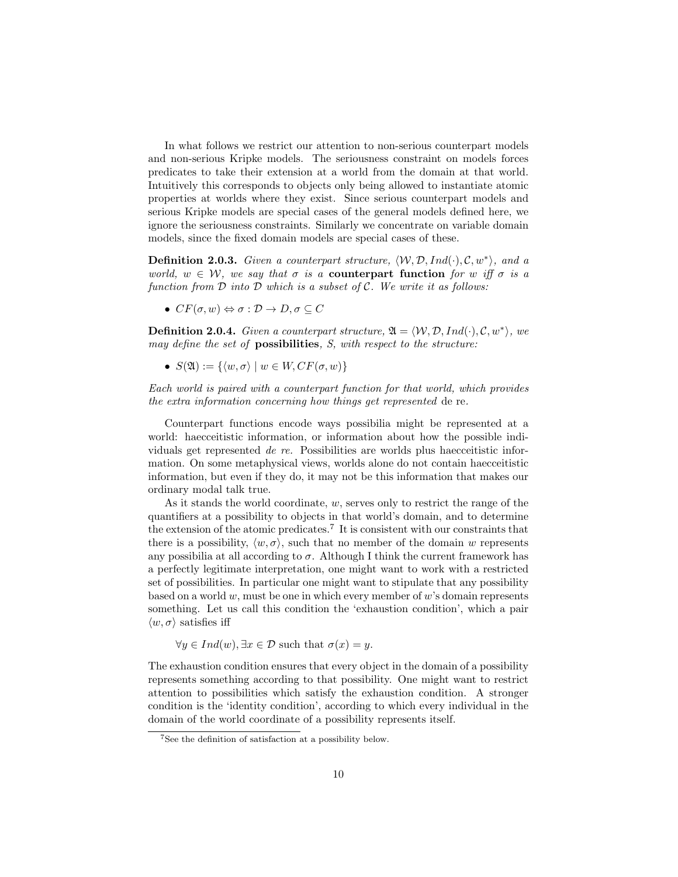In what follows we restrict our attention to non-serious counterpart models and non-serious Kripke models. The seriousness constraint on models forces predicates to take their extension at a world from the domain at that world. Intuitively this corresponds to objects only being allowed to instantiate atomic properties at worlds where they exist. Since serious counterpart models and serious Kripke models are special cases of the general models defined here, we ignore the seriousness constraints. Similarly we concentrate on variable domain models, since the fixed domain models are special cases of these.

**Definition 2.0.3.** *Given a counterpart structure, $\langle \mathcal{W}, \mathcal{D}, Ind(\cdot), \mathcal{C}, w^* \rangle$, and a world, $w \in \mathcal{W}$, we say that $\sigma$ is a* **counterpart function** *for $w$ iff $\sigma$ is a function from $\mathcal{D}$ into $\mathcal{D}$ which is a subset of $\mathcal{C}$. We write it as follows:*

- $CF(\sigma, w) \Leftrightarrow \sigma : \mathcal{D} \rightarrow D, \sigma \subseteq C$

**Definition 2.0.4.** *Given a counterpart structure, $\mathfrak{A} = \langle \mathcal{W}, \mathcal{D}, Ind(\cdot), \mathcal{C}, w^* \rangle$, we may define the set of* **possibilities***, $S$, with respect to the structure:*

- $S(\mathfrak{A}) := \{\langle w, \sigma \rangle \mid w \in W, CF(\sigma, w)\}$

*Each world is paired with a counterpart function for that world, which provides the extra information concerning how things get represented* de re*.*

Counterpart functions encode ways possibilia might be represented at a world: haecceitistic information, or information about how the possible individuals get represented *de re*. Possibilities are worlds plus haecceitistic information. On some metaphysical views, worlds alone do not contain haecceitistic information, but even if they do, it may not be this information that makes our ordinary modal talk true.

As it stands the world coordinate, $w$, serves only to restrict the range of the quantifiers at a possibility to objects in that world's domain, and to determine the extension of the atomic predicates.[7] It is consistent with our constraints that there is a possibility, $\langle w, \sigma \rangle$, such that no member of the domain $w$ represents any possibilia at all according to $\sigma$. Although I think the current framework has a perfectly legitimate interpretation, one might want to work with a restricted set of possibilities. In particular one might want to stipulate that any possibility based on a world $w$, must be one in which every member of $w$'s domain represents something. Let us call this condition the 'exhaustion condition', which a pair $\langle w, \sigma \rangle$ satisfies iff

$\forall y \in Ind(w), \exists x \in \mathcal{D}$ such that $\sigma(x) = y$.

The exhaustion condition ensures that every object in the domain of a possibility represents something according to that possibility. One might want to restrict attention to possibilities which satisfy the exhaustion condition. A stronger condition is the 'identity condition', according to which every individual in the domain of the world coordinate of a possibility represents itself.

[7] See the definition of satisfaction at a possibility below.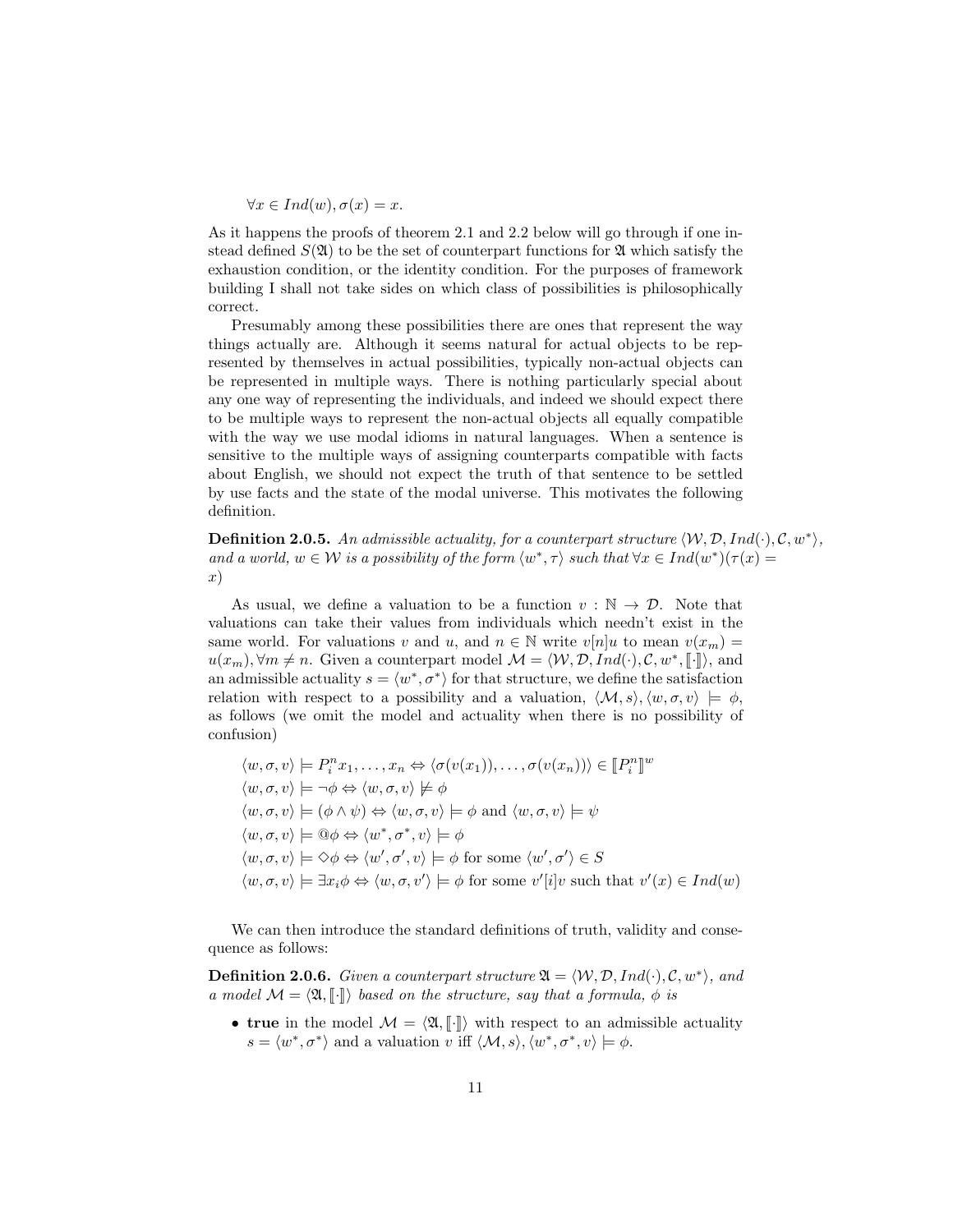$$\forall x \in Ind(w), \sigma(x) = x.$$

As it happens the proofs of theorem 2.1 and 2.2 below will go through if one instead defined $S(\mathfrak{A})$ to be the set of counterpart functions for $\mathfrak{A}$ which satisfy the exhaustion condition, or the identity condition. For the purposes of framework building I shall not take sides on which class of possibilities is philosophically correct.

Presumably among these possibilities there are ones that represent the way things actually are. Although it seems natural for actual objects to be represented by themselves in actual possibilities, typically non-actual objects can be represented in multiple ways. There is nothing particularly special about any one way of representing the individuals, and indeed we should expect there to be multiple ways to represent the non-actual objects all equally compatible with the way we use modal idioms in natural languages. When a sentence is sensitive to the multiple ways of assigning counterparts compatible with facts about English, we should not expect the truth of that sentence to be settled by use facts and the state of the modal universe. This motivates the following definition.

**Definition 2.0.5.** *An admissible actuality, for a counterpart structure $\langle \mathcal{W}, \mathcal{D}, Ind(\cdot), \mathcal{C}, w^* \rangle$, and a world, $w \in \mathcal{W}$ is a possibility of the form $\langle w^*, \tau \rangle$ such that $\forall x \in Ind(w^*)(\tau(x) = x)$*

As usual, we define a valuation to be a function $v : \mathbb{N} \to \mathcal{D}$. Note that valuations can take their values from individuals which needn't exist in the same world. For valuations $v$ and $u$, and $n \in \mathbb{N}$ write $v[n]u$ to mean $v(x_m) = u(x_m), \forall m \neq n$. Given a counterpart model $\mathcal{M} = \langle \mathcal{W}, \mathcal{D}, Ind(\cdot), \mathcal{C}, w^*, [\![\cdot]\!] \rangle$, and an admissible actuality $s = \langle w^*, \sigma^* \rangle$ for that structure, we define the satisfaction relation with respect to a possibility and a valuation, $\langle \mathcal{M}, s \rangle, \langle w, \sigma, v \rangle \models \phi$, as follows (we omit the model and actuality when there is no possibility of confusion)

$$\langle w, \sigma, v \rangle \models P_i^n x_1, \ldots, x_n \Leftrightarrow \langle \sigma(v(x_1)), \ldots, \sigma(v(x_n)) \rangle \in [\![P_i^n]\!]^w$$
$$\langle w, \sigma, v \rangle \models \neg\phi \Leftrightarrow \langle w, \sigma, v \rangle \not\models \phi$$
$$\langle w, \sigma, v \rangle \models (\phi \wedge \psi) \Leftrightarrow \langle w, \sigma, v \rangle \models \phi \text{ and } \langle w, \sigma, v \rangle \models \psi$$
$$\langle w, \sigma, v \rangle \models @\phi \Leftrightarrow \langle w^*, \sigma^*, v \rangle \models \phi$$
$$\langle w, \sigma, v \rangle \models \Diamond\phi \Leftrightarrow \langle w', \sigma', v \rangle \models \phi \text{ for some } \langle w', \sigma' \rangle \in S$$
$$\langle w, \sigma, v \rangle \models \exists x_i \phi \Leftrightarrow \langle w, \sigma, v' \rangle \models \phi \text{ for some } v'[i]v \text{ such that } v'(x) \in Ind(w)$$

We can then introduce the standard definitions of truth, validity and consequence as follows:

**Definition 2.0.6.** *Given a counterpart structure $\mathfrak{A} = \langle \mathcal{W}, \mathcal{D}, Ind(\cdot), \mathcal{C}, w^* \rangle$, and a model $\mathcal{M} = \langle \mathfrak{A}, [\![\cdot]\!] \rangle$ based on the structure, say that a formula, $\phi$ is*

- **true** in the model $\mathcal{M} = \langle \mathfrak{A}, [\![\cdot]\!] \rangle$ with respect to an admissible actuality $s = \langle w^*, \sigma^* \rangle$ and a valuation $v$ iff $\langle \mathcal{M}, s \rangle, \langle w^*, \sigma^*, v \rangle \models \phi$.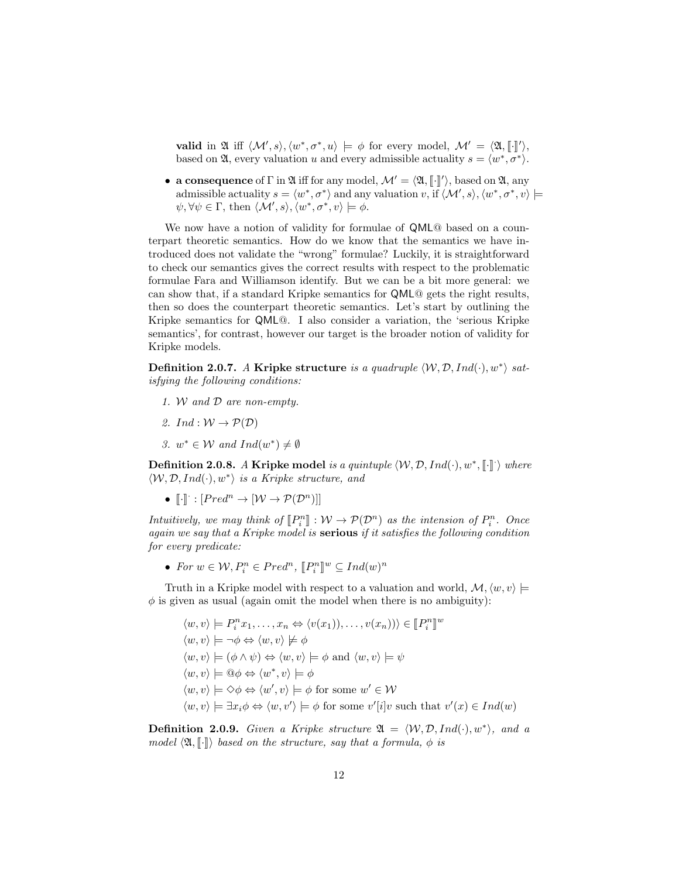**valid** in $\mathfrak{A}$ iff $\langle \mathcal{M}', s\rangle, \langle w^*, \sigma^*, u\rangle \models \phi$ for every model, $\mathcal{M}' = \langle \mathfrak{A}, [\![\cdot]\!]'\rangle$, based on $\mathfrak{A}$, every valuation $u$ and every admissible actuality $s = \langle w^*, \sigma^*\rangle$.

- **a consequence** of $\Gamma$ in $\mathfrak{A}$ iff for any model, $\mathcal{M}' = \langle \mathfrak{A}, [\![\cdot]\!]'\rangle$, based on $\mathfrak{A}$, any admissible actuality $s = \langle w^*, \sigma^*\rangle$ and any valuation $v$, if $\langle \mathcal{M}', s\rangle, \langle w^*, \sigma^*, v\rangle \models \psi, \forall \psi \in \Gamma$, then $\langle \mathcal{M}', s\rangle, \langle w^*, \sigma^*, v\rangle \models \phi$.

We now have a notion of validity for formulae of QML@ based on a counterpart theoretic semantics. How do we know that the semantics we have introduced does not validate the "wrong" formulae? Luckily, it is straightforward to check our semantics gives the correct results with respect to the problematic formulae Fara and Williamson identify. But we can be a bit more general: we can show that, if a standard Kripke semantics for QML@ gets the right results, then so does the counterpart theoretic semantics. Let's start by outlining the Kripke semantics for QML@. I also consider a variation, the 'serious Kripke semantics', for contrast, however our target is the broader notion of validity for Kripke models.

**Definition 2.0.7.** *A* **Kripke structure** *is a quadruple $\langle \mathcal{W}, \mathcal{D}, Ind(\cdot), w^*\rangle$ satisfying the following conditions:*

1. *$\mathcal{W}$ and $\mathcal{D}$ are non-empty.*
2. *$Ind : \mathcal{W} \to \mathcal{P}(\mathcal{D})$*
3. *$w^* \in \mathcal{W}$ and $Ind(w^*) \neq \emptyset$*

**Definition 2.0.8.** *A* **Kripke model** *is a quintuple $\langle \mathcal{W}, \mathcal{D}, Ind(\cdot), w^*, [\![\cdot]\!]^{\cdot}\rangle$ where $\langle \mathcal{W}, \mathcal{D}, Ind(\cdot), w^*\rangle$ is a Kripke structure, and*

- *$[\![\cdot]\!]^{\cdot} : [Pred^n \to [\mathcal{W} \to \mathcal{P}(\mathcal{D}^n)]]$*

*Intuitively, we may think of $[\![P^n_i]\!] : \mathcal{W} \to \mathcal{P}(\mathcal{D}^n)$ as the intension of $P^n_i$. Once again we say that a Kripke model is* **serious** *if it satisfies the following condition for every predicate:*

- *For $w \in \mathcal{W}, P^n_i \in Pred^n$, $[\![P^n_i]\!]^w \subseteq Ind(w)^n$*

Truth in a Kripke model with respect to a valuation and world, $\mathcal{M}, \langle w, v\rangle \models \phi$ is given as usual (again omit the model when there is no ambiguity):

$$\langle w, v\rangle \models P^n_i x_1, \ldots, x_n \Leftrightarrow \langle v(x_1)), \ldots, v(x_n))\rangle \in [\![P^n_i]\!]^w$$
$$\langle w, v\rangle \models \neg\phi \Leftrightarrow \langle w, v\rangle \not\models \phi$$
$$\langle w, v\rangle \models (\phi \wedge \psi) \Leftrightarrow \langle w, v\rangle \models \phi \text{ and } \langle w, v\rangle \models \psi$$
$$\langle w, v\rangle \models @\phi \Leftrightarrow \langle w^*, v\rangle \models \phi$$
$$\langle w, v\rangle \models \Diamond\phi \Leftrightarrow \langle w', v\rangle \models \phi \text{ for some } w' \in \mathcal{W}$$
$$\langle w, v\rangle \models \exists x_i \phi \Leftrightarrow \langle w, v'\rangle \models \phi \text{ for some } v'[i]v \text{ such that } v'(x) \in Ind(w)$$

**Definition 2.0.9.** *Given a Kripke structure $\mathfrak{A} = \langle \mathcal{W}, \mathcal{D}, Ind(\cdot), w^*\rangle$, and a model $\langle \mathfrak{A}, [\![\cdot]\!]\rangle$ based on the structure, say that a formula, $\phi$ is*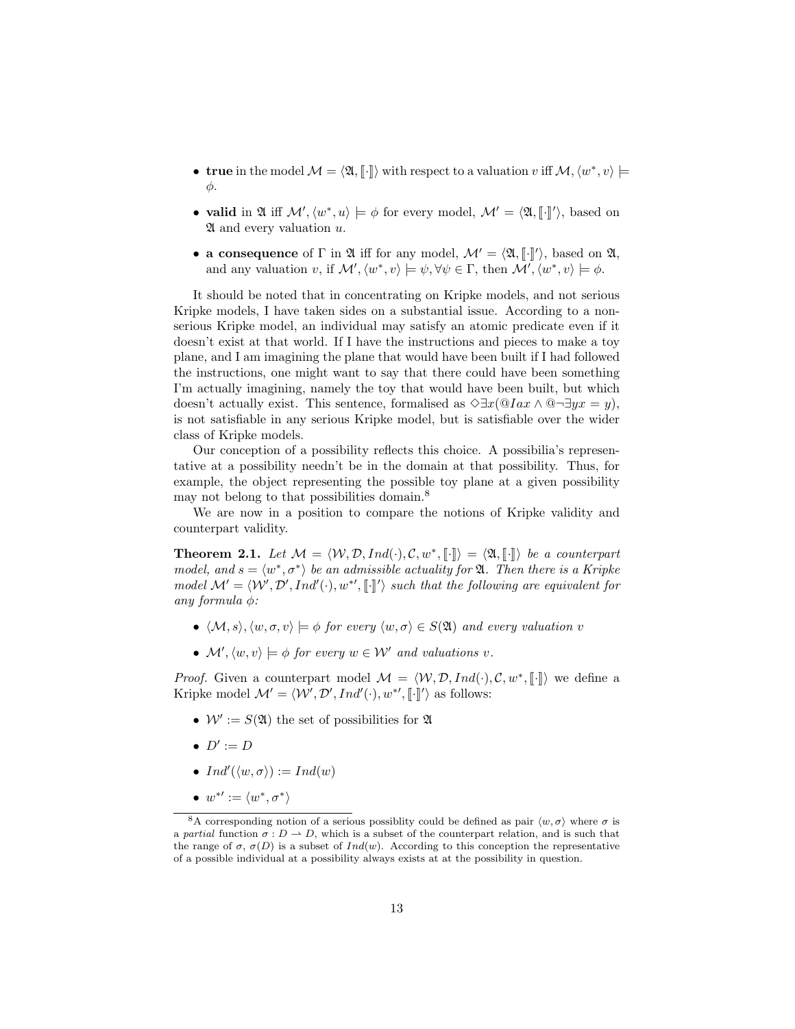- **true** in the model $\mathcal{M} = \langle \mathfrak{A}, [\![\cdot]\!] \rangle$ with respect to a valuation $v$ iff $\mathcal{M}, \langle w^*, v \rangle \models \phi$.

- **valid** in $\mathfrak{A}$ iff $\mathcal{M}', \langle w^*, u \rangle \models \phi$ for every model, $\mathcal{M}' = \langle \mathfrak{A}, [\![\cdot]\!]' \rangle$, based on $\mathfrak{A}$ and every valuation $u$.

- **a consequence** of $\Gamma$ in $\mathfrak{A}$ iff for any model, $\mathcal{M}' = \langle \mathfrak{A}, [\![\cdot]\!]' \rangle$, based on $\mathfrak{A}$, and any valuation $v$, if $\mathcal{M}', \langle w^*, v \rangle \models \psi, \forall \psi \in \Gamma$, then $\mathcal{M}', \langle w^*, v \rangle \models \phi$.

It should be noted that in concentrating on Kripke models, and not serious Kripke models, I have taken sides on a substantial issue. According to a non-serious Kripke model, an individual may satisfy an atomic predicate even if it doesn't exist at that world. If I have the instructions and pieces to make a toy plane, and I am imagining the plane that would have been built if I had followed the instructions, one might want to say that there could have been something I'm actually imagining, namely the toy that would have been built, but which doesn't actually exist. This sentence, formalised as $\Diamond \exists x (@Iax \wedge @\neg \exists y x = y)$, is not satisfiable in any serious Kripke model, but is satisfiable over the wider class of Kripke models.

Our conception of a possibility reflects this choice. A possibilia's representative at a possibility needn't be in the domain at that possibility. Thus, for example, the object representing the possible toy plane at a given possibility may not belong to that possibilities domain.[8]

We are now in a position to compare the notions of Kripke validity and counterpart validity.

**Theorem 2.1.** *Let $\mathcal{M} = \langle \mathcal{W}, \mathcal{D}, Ind(\cdot), \mathcal{C}, w^*, [\![\cdot]\!] \rangle = \langle \mathfrak{A}, [\![\cdot]\!] \rangle$ be a counterpart model, and $s = \langle w^*, \sigma^* \rangle$ be an admissible actuality for $\mathfrak{A}$. Then there is a Kripke model $\mathcal{M}' = \langle \mathcal{W}', \mathcal{D}', Ind'(\cdot), w^{*\prime}, [\![\cdot]\!]' \rangle$ such that the following are equivalent for any formula $\phi$:*

- *$\langle \mathcal{M}, s \rangle, \langle w, \sigma, v \rangle \models \phi$ for every $\langle w, \sigma \rangle \in S(\mathfrak{A})$ and every valuation $v$*

- *$\mathcal{M}', \langle w, v \rangle \models \phi$ for every $w \in \mathcal{W}'$ and valuations $v$.*

*Proof.* Given a counterpart model $\mathcal{M} = \langle \mathcal{W}, \mathcal{D}, Ind(\cdot), \mathcal{C}, w^*, [\![\cdot]\!] \rangle$ we define a Kripke model $\mathcal{M}' = \langle \mathcal{W}', \mathcal{D}', Ind'(\cdot), w^{*\prime}, [\![\cdot]\!]' \rangle$ as follows:

- $\mathcal{W}' := S(\mathfrak{A})$ the set of possibilities for $\mathfrak{A}$

- $D' := D$

- $Ind'(\langle w, \sigma \rangle) := Ind(w)$

- $w^{*\prime} := \langle w^*, \sigma^* \rangle$

[8] A corresponding notion of a serious possiblity could be defined as pair $\langle w, \sigma \rangle$ where $\sigma$ is a *partial* function $\sigma : D \rightharpoonup D$, which is a subset of the counterpart relation, and is such that the range of $\sigma$, $\sigma(D)$ is a subset of $Ind(w)$. According to this conception the representative of a possible individual at a possibility always exists at at the possibility in question.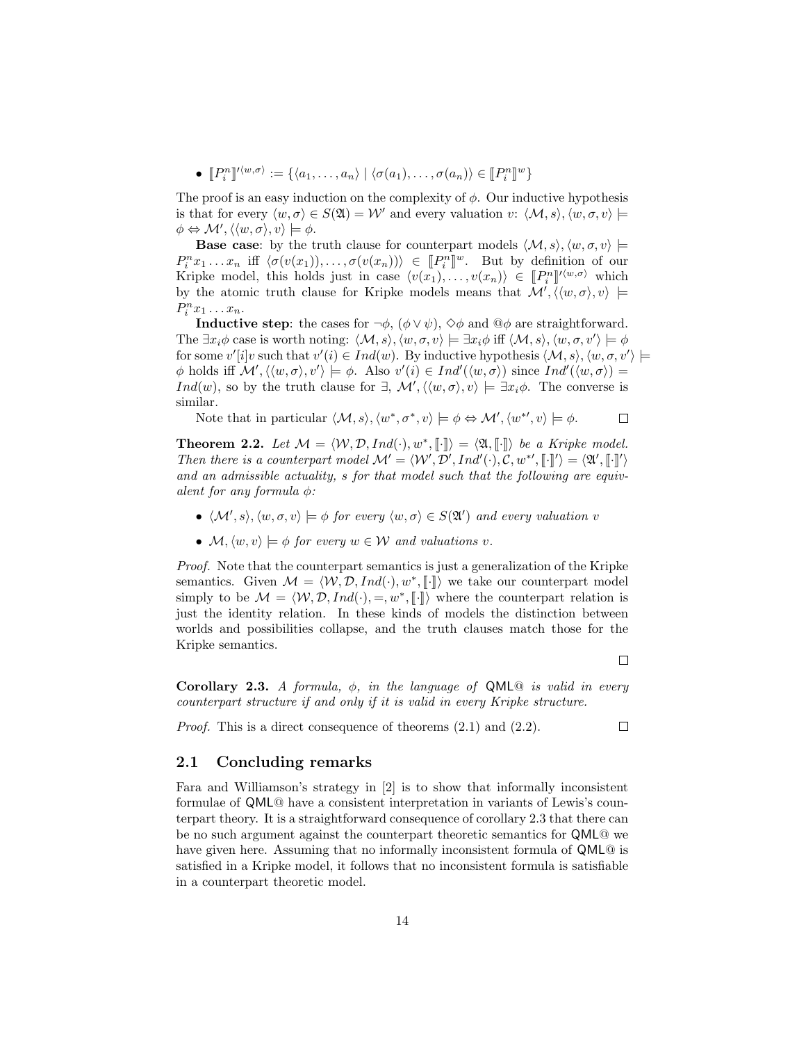- $[\![P_i^n]\!]'^{\langle w,\sigma\rangle} := \{\langle a_1, \ldots, a_n\rangle \mid \langle \sigma(a_1), \ldots, \sigma(a_n)\rangle \in [\![P_i^n]\!]^w\}$

The proof is an easy induction on the complexity of $\phi$. Our inductive hypothesis is that for every $\langle w, \sigma\rangle \in S(\mathfrak{A}) = \mathcal{W}'$ and every valuation $v$: $\langle \mathcal{M}, s\rangle, \langle w, \sigma, v\rangle \models \phi \Leftrightarrow \mathcal{M}', \langle\langle w, \sigma\rangle, v\rangle \models \phi$.

**Base case**: by the truth clause for counterpart models $\langle \mathcal{M}, s\rangle, \langle w, \sigma, v\rangle \models P_i^n x_1 \ldots x_n$ iff $\langle \sigma(v(x_1)), \ldots, \sigma(v(x_n))\rangle \in [\![P_i^n]\!]^w$. But by definition of our Kripke model, this holds just in case $\langle v(x_1), \ldots, v(x_n)\rangle \in [\![P_i^n]\!]'^{\langle w,\sigma\rangle}$ which by the atomic truth clause for Kripke models means that $\mathcal{M}', \langle\langle w, \sigma\rangle, v\rangle \models P_i^n x_1 \ldots x_n$.

**Inductive step**: the cases for $\neg\phi$, $(\phi \vee \psi)$, $\Diamond\phi$ and $@\phi$ are straightforward. The $\exists x_i \phi$ case is worth noting: $\langle \mathcal{M}, s\rangle, \langle w, \sigma, v\rangle \models \exists x_i \phi$ iff $\langle \mathcal{M}, s\rangle, \langle w, \sigma, v'\rangle \models \phi$ for some $v'[i]v$ such that $v'(i) \in Ind(w)$. By inductive hypothesis $\langle \mathcal{M}, s\rangle, \langle w, \sigma, v'\rangle \models \phi$ holds iff $\mathcal{M}', \langle\langle w, \sigma\rangle, v'\rangle \models \phi$. Also $v'(i) \in Ind'(\langle w, \sigma\rangle)$ since $Ind'(\langle w, \sigma\rangle) = Ind(w)$, so by the truth clause for $\exists$, $\mathcal{M}', \langle\langle w, \sigma\rangle, v\rangle \models \exists x_i \phi$. The converse is similar.

Note that in particular $\langle \mathcal{M}, s\rangle, \langle w^*, \sigma^*, v\rangle \models \phi \Leftrightarrow \mathcal{M}', \langle w^{*\prime}, v\rangle \models \phi$. □

**Theorem 2.2.** *Let $\mathcal{M} = \langle \mathcal{W}, \mathcal{D}, Ind(\cdot), w^*, [\![\cdot]\!]\rangle = \langle \mathfrak{A}, [\![\cdot]\!]\rangle$ be a Kripke model. Then there is a counterpart model $\mathcal{M}' = \langle \mathcal{W}', \mathcal{D}', Ind'(\cdot), \mathcal{C}, w^{*\prime}, [\![\cdot]\!]'\rangle = \langle \mathfrak{A}', [\![\cdot]\!]'\rangle$ and an admissible actuality, $s$ for that model such that the following are equivalent for any formula $\phi$:*

- *$\langle \mathcal{M}', s\rangle, \langle w, \sigma, v\rangle \models \phi$ for every $\langle w, \sigma\rangle \in S(\mathfrak{A}')$ and every valuation $v$*
- *$\mathcal{M}, \langle w, v\rangle \models \phi$ for every $w \in \mathcal{W}$ and valuations $v$.*

*Proof.* Note that the counterpart semantics is just a generalization of the Kripke semantics. Given $\mathcal{M} = \langle \mathcal{W}, \mathcal{D}, Ind(\cdot), w^*, [\![\cdot]\!]\rangle$ we take our counterpart model simply to be $\mathcal{M} = \langle \mathcal{W}, \mathcal{D}, Ind(\cdot), =, w^*, [\![\cdot]\!]\rangle$ where the counterpart relation is just the identity relation. In these kinds of models the distinction between worlds and possibilities collapse, and the truth clauses match those for the Kripke semantics. □

**Corollary 2.3.** *A formula, $\phi$, in the language of* QML@ *is valid in every counterpart structure if and only if it is valid in every Kripke structure.*

*Proof.* This is a direct consequence of theorems (2.1) and (2.2). □

## 2.1 Concluding remarks

Fara and Williamson's strategy in [2] is to show that informally inconsistent formulae of QML@ have a consistent interpretation in variants of Lewis's counterpart theory. It is a straightforward consequence of corollary 2.3 that there can be no such argument against the counterpart theoretic semantics for QML@ we have given here. Assuming that no informally inconsistent formula of QML@ is satisfied in a Kripke model, it follows that no inconsistent formula is satisfiable in a counterpart theoretic model.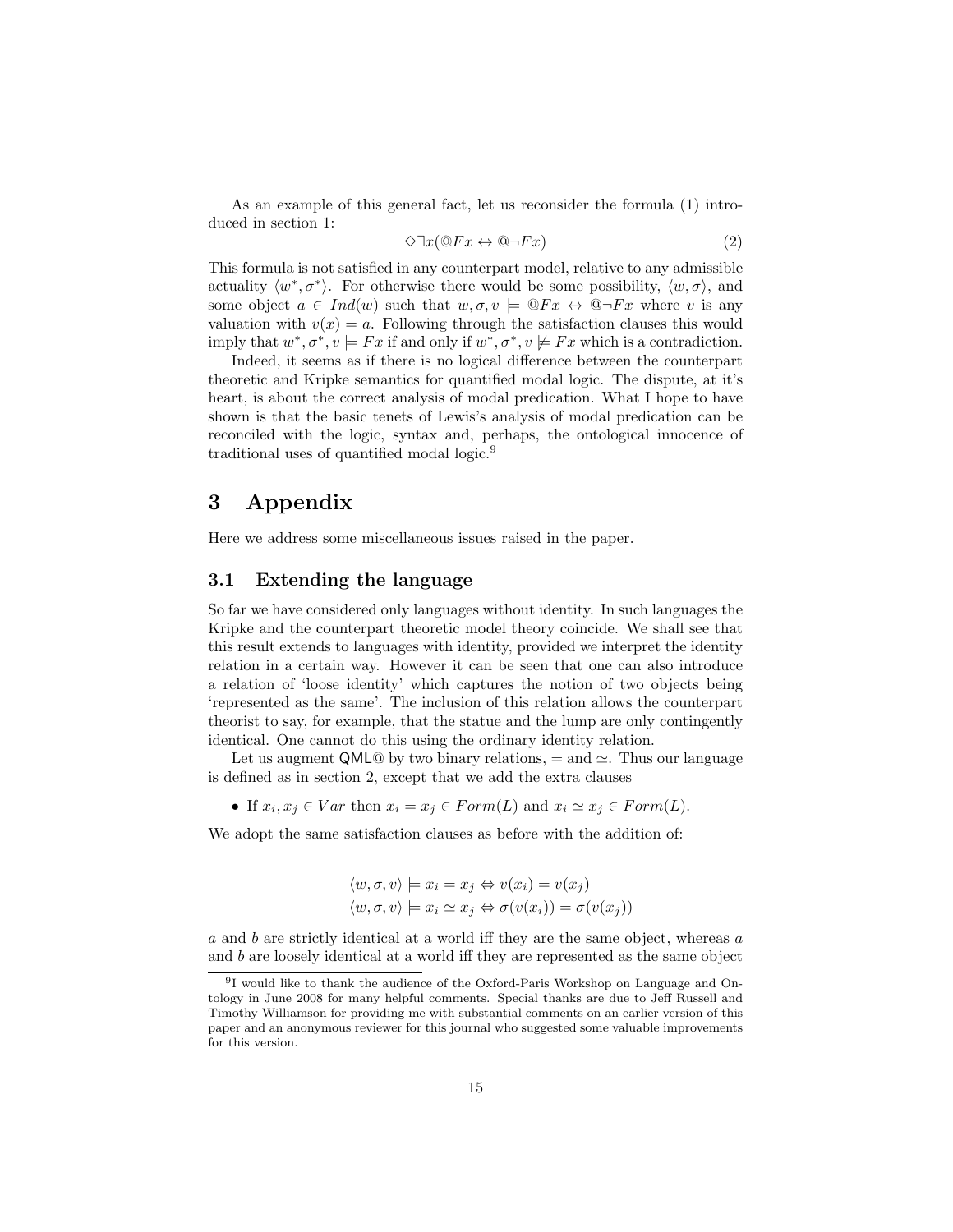As an example of this general fact, let us reconsider the formula (1) introduced in section 1:

$$\Diamond\exists x(@Fx \leftrightarrow @\neg Fx) \tag{2}$$

This formula is not satisfied in any counterpart model, relative to any admissible actuality $\langle w^*, \sigma^* \rangle$. For otherwise there would be some possibility, $\langle w, \sigma \rangle$, and some object $a \in Ind(w)$ such that $w, \sigma, v \models @Fx \leftrightarrow @\neg Fx$ where $v$ is any valuation with $v(x) = a$. Following through the satisfaction clauses this would imply that $w^*, \sigma^*, v \models Fx$ if and only if $w^*, \sigma^*, v \not\models Fx$ which is a contradiction.

Indeed, it seems as if there is no logical difference between the counterpart theoretic and Kripke semantics for quantified modal logic. The dispute, at it's heart, is about the correct analysis of modal predication. What I hope to have shown is that the basic tenets of Lewis's analysis of modal predication can be reconciled with the logic, syntax and, perhaps, the ontological innocence of traditional uses of quantified modal logic.[9]

# 3 Appendix

Here we address some miscellaneous issues raised in the paper.

## 3.1 Extending the language

So far we have considered only languages without identity. In such languages the Kripke and the counterpart theoretic model theory coincide. We shall see that this result extends to languages with identity, provided we interpret the identity relation in a certain way. However it can be seen that one can also introduce a relation of 'loose identity' which captures the notion of two objects being 'represented as the same'. The inclusion of this relation allows the counterpart theorist to say, for example, that the statue and the lump are only contingently identical. One cannot do this using the ordinary identity relation.

Let us augment QML@ by two binary relations, $=$ and $\simeq$. Thus our language is defined as in section 2, except that we add the extra clauses

- If $x_i, x_j \in Var$ then $x_i = x_j \in Form(L)$ and $x_i \simeq x_j \in Form(L)$.

We adopt the same satisfaction clauses as before with the addition of:

$$\langle w, \sigma, v \rangle \models x_i = x_j \Leftrightarrow v(x_i) = v(x_j)$$
$$\langle w, \sigma, v \rangle \models x_i \simeq x_j \Leftrightarrow \sigma(v(x_i)) = \sigma(v(x_j))$$

$a$ and $b$ are strictly identical at a world iff they are the same object, whereas $a$ and $b$ are loosely identical at a world iff they are represented as the same object

[9] I would like to thank the audience of the Oxford-Paris Workshop on Language and Ontology in June 2008 for many helpful comments. Special thanks are due to Jeff Russell and Timothy Williamson for providing me with substantial comments on an earlier version of this paper and an anonymous reviewer for this journal who suggested some valuable improvements for this version.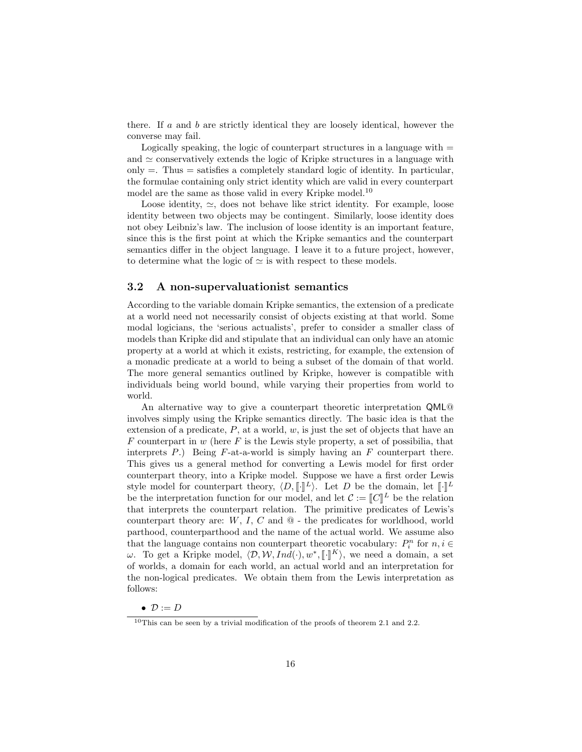there. If $a$ and $b$ are strictly identical they are loosely identical, however the converse may fail.

Logically speaking, the logic of counterpart structures in a language with $=$ and $\simeq$ conservatively extends the logic of Kripke structures in a language with only $=$. Thus $=$ satisfies a completely standard logic of identity. In particular, the formulae containing only strict identity which are valid in every counterpart model are the same as those valid in every Kripke model.[10]

Loose identity, $\simeq$, does not behave like strict identity. For example, loose identity between two objects may be contingent. Similarly, loose identity does not obey Leibniz's law. The inclusion of loose identity is an important feature, since this is the first point at which the Kripke semantics and the counterpart semantics differ in the object language. I leave it to a future project, however, to determine what the logic of $\simeq$ is with respect to these models.

### 3.2 A non-supervaluationist semantics

According to the variable domain Kripke semantics, the extension of a predicate at a world need not necessarily consist of objects existing at that world. Some modal logicians, the 'serious actualists', prefer to consider a smaller class of models than Kripke did and stipulate that an individual can only have an atomic property at a world at which it exists, restricting, for example, the extension of a monadic predicate at a world to being a subset of the domain of that world. The more general semantics outlined by Kripke, however is compatible with individuals being world bound, while varying their properties from world to world.

An alternative way to give a counterpart theoretic interpretation QML@ involves simply using the Kripke semantics directly. The basic idea is that the extension of a predicate, $P$, at a world, $w$, is just the set of objects that have an $F$ counterpart in $w$ (here $F$ is the Lewis style property, a set of possibilia, that interprets $P$.) Being $F$-at-a-world is simply having an $F$ counterpart there. This gives us a general method for converting a Lewis model for first order counterpart theory, into a Kripke model. Suppose we have a first order Lewis style model for counterpart theory, $\langle D, [\![\cdot]\!]^L \rangle$. Let $D$ be the domain, let $[\![\cdot]\!]^L$ be the interpretation function for our model, and let $\mathcal{C} := [\![C]\!]^L$ be the relation that interprets the counterpart relation. The primitive predicates of Lewis's counterpart theory are: $W$, $I$, $C$ and @ - the predicates for worldhood, world parthood, counterparthood and the name of the actual world. We assume also that the language contains non counterpart theoretic vocabulary: $P^n_i$ for $n, i \in \omega$. To get a Kripke model, $\langle \mathcal{D}, \mathcal{W}, Ind(\cdot), w^*, [\![\cdot]\!]^K \rangle$, we need a domain, a set of worlds, a domain for each world, an actual world and an interpretation for the non-logical predicates. We obtain them from the Lewis interpretation as follows:

- $\mathcal{D} := D$

[10] This can be seen by a trivial modification of the proofs of theorem 2.1 and 2.2.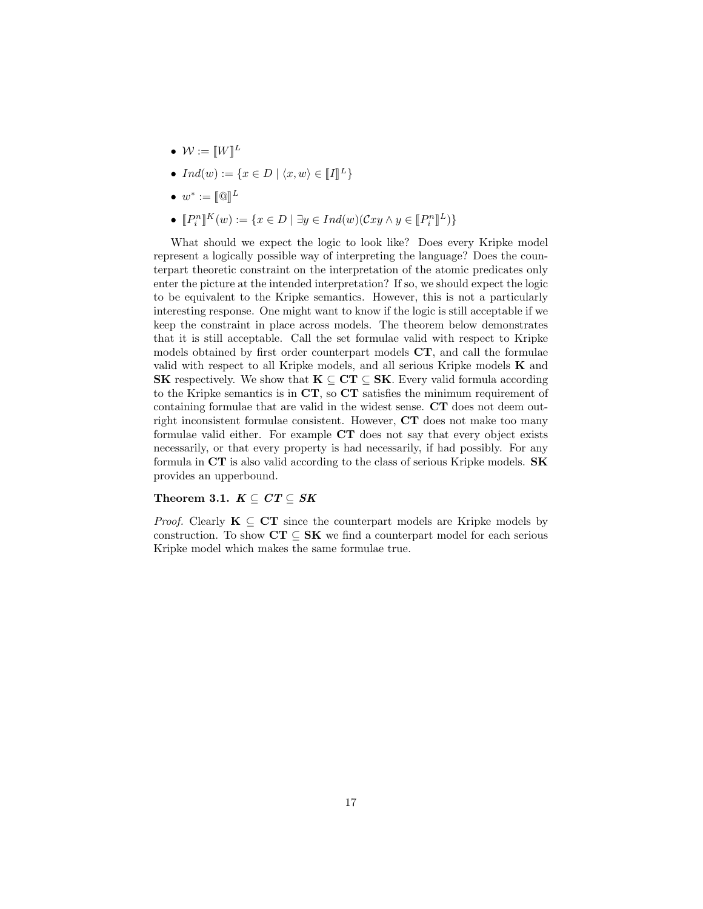- $\mathcal{W} := [\![W]\!]^L$
- $Ind(w) := \{x \in D \mid \langle x, w\rangle \in [\![I]\!]^L\}$
- $w^* := [\![@]\!]^L$
- $[\![P_i^n]\!]^K(w) := \{x \in D \mid \exists y \in Ind(w)(\mathcal{C}xy \wedge y \in [\![P_i^n]\!]^L)\}$

What should we expect the logic to look like? Does every Kripke model represent a logically possible way of interpreting the language? Does the counterpart theoretic constraint on the interpretation of the atomic predicates only enter the picture at the intended interpretation? If so, we should expect the logic to be equivalent to the Kripke semantics. However, this is not a particularly interesting response. One might want to know if the logic is still acceptable if we keep the constraint in place across models. The theorem below demonstrates that it is still acceptable. Call the set formulae valid with respect to Kripke models obtained by first order counterpart models **CT**, and call the formulae valid with respect to all Kripke models, and all serious Kripke models **K** and **SK** respectively. We show that **K** $\subseteq$ **CT** $\subseteq$ **SK**. Every valid formula according to the Kripke semantics is in **CT**, so **CT** satisfies the minimum requirement of containing formulae that are valid in the widest sense. **CT** does not deem outright inconsistent formulae consistent. However, **CT** does not make too many formulae valid either. For example **CT** does not say that every object exists necessarily, or that every property is had necessarily, if had possibly. For any formula in **CT** is also valid according to the class of serious Kripke models. **SK** provides an upperbound.

**Theorem 3.1.** ***K*** $\subseteq$ ***CT*** $\subseteq$ ***SK***

*Proof.* Clearly **K** $\subseteq$ **CT** since the counterpart models are Kripke models by construction. To show **CT** $\subseteq$ **SK** we find a counterpart model for each serious Kripke model which makes the same formulae true.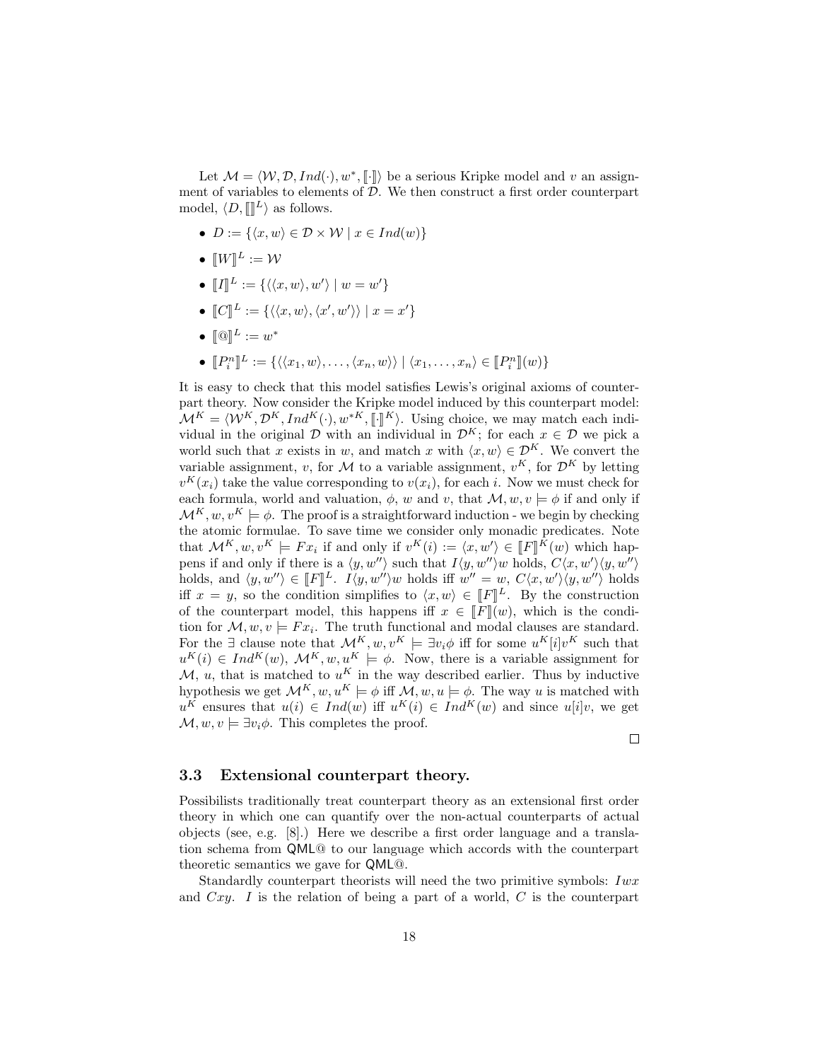Let $\mathcal{M} = \langle \mathcal{W}, \mathcal{D}, Ind(\cdot), w^*, [\![\cdot]\!]\rangle$ be a serious Kripke model and $v$ an assignment of variables to elements of $\mathcal{D}$. We then construct a first order counterpart model, $\langle D, [\![]\!]^L \rangle$ as follows.

- $D := \{\langle x, w\rangle \in \mathcal{D} \times \mathcal{W} \mid x \in Ind(w)\}$
- $[\![W]\!]^L := \mathcal{W}$
- $[\![I]\!]^L := \{\langle \langle x, w\rangle, w'\rangle \mid w = w'\}$
- $[\![C]\!]^L := \{\langle \langle x, w\rangle, \langle x', w'\rangle\rangle \mid x = x'\}$
- $[\![@]\!]^L := w^*$
- $[\![P_i^n]\!]^L := \{\langle \langle x_1, w\rangle, \ldots, \langle x_n, w\rangle\rangle \mid \langle x_1, \ldots, x_n\rangle \in [\![P_i^n]\!](w)\}$

It is easy to check that this model satisfies Lewis's original axioms of counterpart theory. Now consider the Kripke model induced by this counterpart model: $\mathcal{M}^K = \langle \mathcal{W}^K, \mathcal{D}^K, Ind^K(\cdot), w^{*K}, [\![\cdot]\!]^K\rangle$. Using choice, we may match each individual in the original $\mathcal{D}$ with an individual in $\mathcal{D}^K$; for each $x \in \mathcal{D}$ we pick a world such that $x$ exists in $w$, and match $x$ with $\langle x, w\rangle \in \mathcal{D}^K$. We convert the variable assignment, $v$, for $\mathcal{M}$ to a variable assignment, $v^K$, for $\mathcal{D}^K$ by letting $v^K(x_i)$ take the value corresponding to $v(x_i)$, for each $i$. Now we must check for each formula, $\phi$, $w$ and $v$, that $\mathcal{M}, w, v \models \phi$ if and only if $\mathcal{M}^K, w, v^K \models \phi$. The proof is a straightforward induction - we begin by checking the atomic formulae. To save time we consider only monadic predicates. Note that $\mathcal{M}^K, w, v^K \models Fx_i$ if and only if $v^K(i) := \langle x, w'\rangle \in [\![F]\!]^K(w)$ which happens if and only if there is a $\langle y, w''\rangle$ such that $I\langle y, w''\rangle w$ holds, $C\langle x, w'\rangle\langle y, w''\rangle$ holds, and $\langle y, w''\rangle \in [\![F]\!]^L$. $I\langle y, w''\rangle w$ holds iff $w'' = w$, $C\langle x, w'\rangle\langle y, w''\rangle$ holds iff $x = y$, so the condition simplifies to $\langle x, w\rangle \in [\![F]\!]^L$. By the construction of the counterpart model, this happens iff $x \in [\![F]\!](w)$, which is the condition for $\mathcal{M}, w, v \models Fx_i$. The truth functional and modal clauses are standard. For the $\exists$ clause note that $\mathcal{M}^K, w, v^K \models \exists v_i \phi$ iff for some $u^K[i]v^K$ such that $u^K(i) \in Ind^K(w)$, $\mathcal{M}^K, w, u^K \models \phi$. Now, there is a variable assignment for $\mathcal{M}$, $u$, that is matched to $u^K$ in the way described earlier. Thus by inductive hypothesis we get $\mathcal{M}^K, w, u^K \models \phi$ iff $\mathcal{M}, w, u \models \phi$. The way $u$ is matched with $u^K$ ensures that $u(i) \in Ind(w)$ iff $u^K(i) \in Ind^K(w)$ and since $u[i]v$, we get $\mathcal{M}, w, v \models \exists v_i \phi$. This completes the proof.

□

### 3.3 Extensional counterpart theory.

Possibilists traditionally treat counterpart theory as an extensional first order theory in which one can quantify over the non-actual counterparts of actual objects (see, e.g. [8].) Here we describe a first order language and a translation schema from QML@ to our language which accords with the counterpart theoretic semantics we gave for QML@.

Standardly counterpart theorists will need the two primitive symbols: $Iwx$ and $Cxy$. $I$ is the relation of being a part of a world, $C$ is the counterpart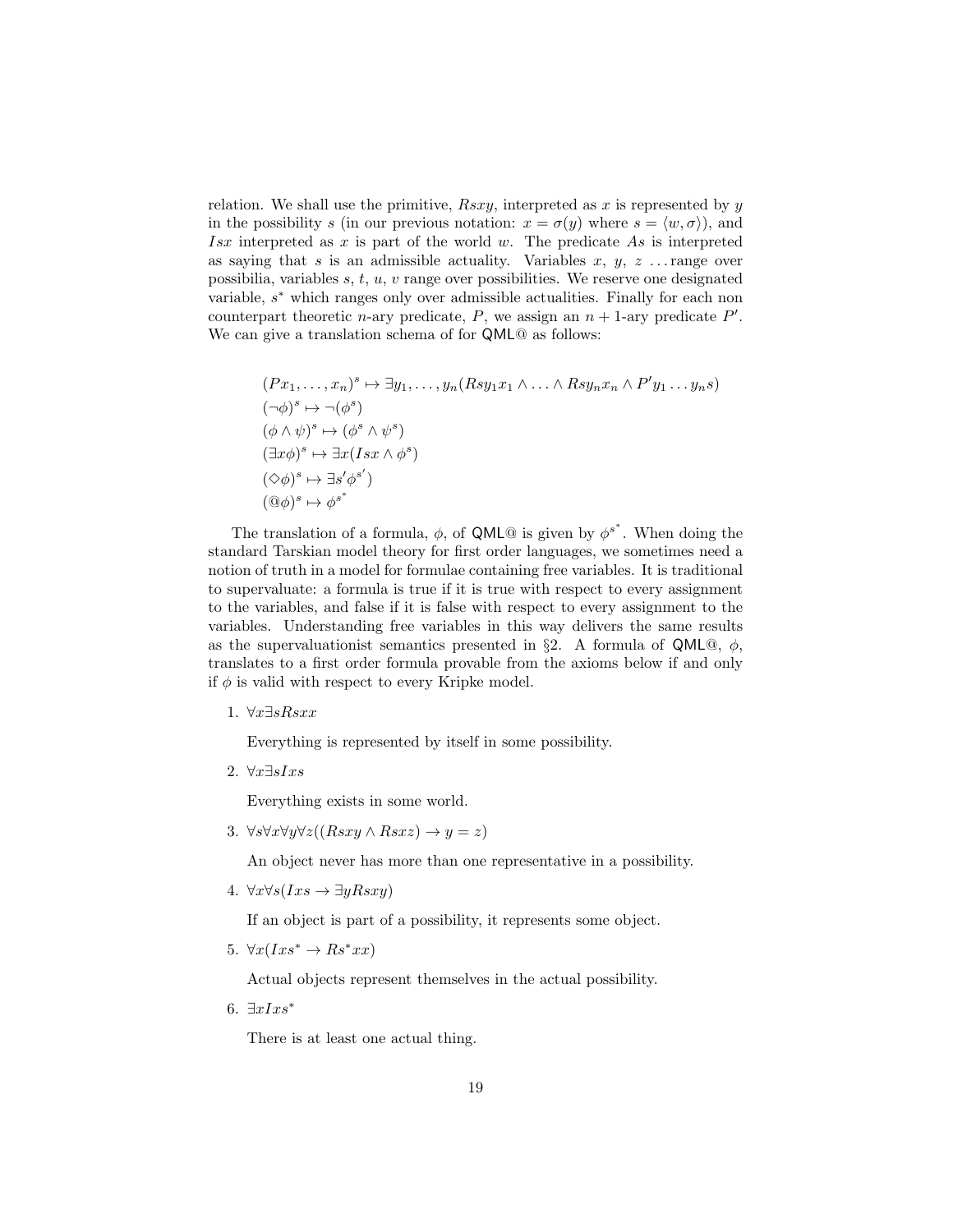relation. We shall use the primitive, $Rsxy$, interpreted as $x$ is represented by $y$ in the possibility $s$ (in our previous notation: $x = \sigma(y)$ where $s = \langle w, \sigma \rangle$), and $Isx$ interpreted as $x$ is part of the world $w$. The predicate $As$ is interpreted as saying that $s$ is an admissible actuality. Variables $x$, $y$, $z$ ...range over possibilia, variables $s$, $t$, $u$, $v$ range over possibilities. We reserve one designated variable, $s^*$ which ranges only over admissible actualities. Finally for each non counterpart theoretic $n$-ary predicate, $P$, we assign an $n+1$-ary predicate $P'$. We can give a translation schema of for QML@ as follows:

$$(Px_1, \ldots, x_n)^s \mapsto \exists y_1, \ldots, y_n(Rsy_1x_1 \wedge \ldots \wedge Rsy_nx_n \wedge P'y_1 \ldots y_ns)$$
$$(\neg\phi)^s \mapsto \neg(\phi^s)$$
$$(\phi \wedge \psi)^s \mapsto (\phi^s \wedge \psi^s)$$
$$(\exists x\phi)^s \mapsto \exists x(Isx \wedge \phi^s)$$
$$(\Diamond\phi)^s \mapsto \exists s' \phi^{s'})$$
$$(@\phi)^s \mapsto \phi^{s^*}$$

The translation of a formula, $\phi$, of QML@ is given by $\phi^{s^*}$. When doing the standard Tarskian model theory for first order languages, we sometimes need a notion of truth in a model for formulae containing free variables. It is traditional to supervaluate: a formula is true if it is true with respect to every assignment to the variables, and false if it is false with respect to every assignment to the variables. Understanding free variables in this way delivers the same results as the supervaluationist semantics presented in §2. A formula of QML@, $\phi$, translates to a first order formula provable from the axioms below if and only if $\phi$ is valid with respect to every Kripke model.

1. $\forall x \exists s Rsxx$

   Everything is represented by itself in some possibility.

2. $\forall x \exists s Ixs$

   Everything exists in some world.

3. $\forall s \forall x \forall y \forall z((Rsxy \wedge Rsxz) \rightarrow y = z)$

   An object never has more than one representative in a possibility.

4. $\forall x \forall s(Ixs \rightarrow \exists y Rsxy)$

   If an object is part of a possibility, it represents some object.

5. $\forall x(Ixs^* \rightarrow Rs^*xx)$

   Actual objects represent themselves in the actual possibility.

6. $\exists x Ixs^*$

   There is at least one actual thing.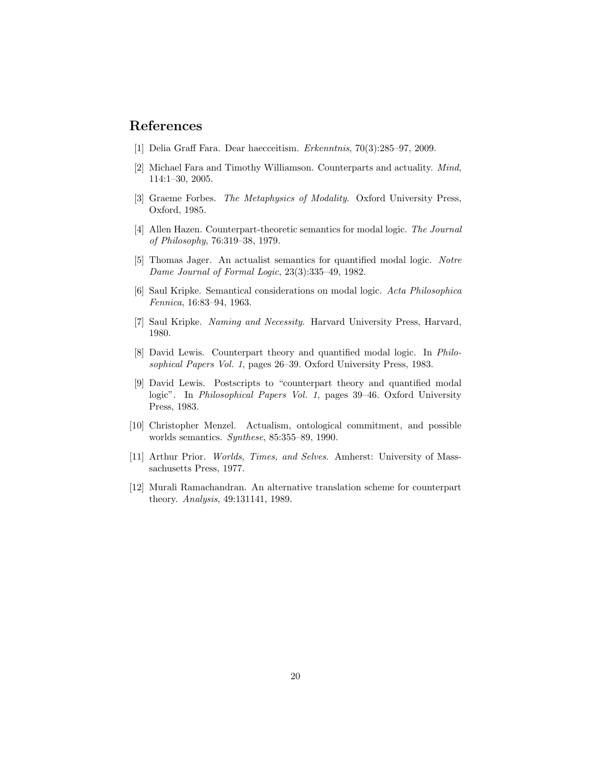## References

[1] Delia Graff Fara. Dear haecceitism. *Erkenntnis*, 70(3):285–97, 2009.

[2] Michael Fara and Timothy Williamson. Counterparts and actuality. *Mind*, 114:1–30, 2005.

[3] Graeme Forbes. *The Metaphysics of Modality*. Oxford University Press, Oxford, 1985.

[4] Allen Hazen. Counterpart-theoretic semantics for modal logic. *The Journal of Philosophy*, 76:319–38, 1979.

[5] Thomas Jager. An actualist semantics for quantified modal logic. *Notre Dame Journal of Formal Logic*, 23(3):335–49, 1982.

[6] Saul Kripke. Semantical considerations on modal logic. *Acta Philosophica Fennica*, 16:83–94, 1963.

[7] Saul Kripke. *Naming and Necessity*. Harvard University Press, Harvard, 1980.

[8] David Lewis. Counterpart theory and quantified modal logic. In *Philosophical Papers Vol. 1*, pages 26–39. Oxford University Press, 1983.

[9] David Lewis. Postscripts to "counterpart theory and quantified modal logic". In *Philosophical Papers Vol. 1*, pages 39–46. Oxford University Press, 1983.

[10] Christopher Menzel. Actualism, ontological commitment, and possible worlds semantics. *Synthese*, 85:355–89, 1990.

[11] Arthur Prior. *Worlds, Times, and Selves*. Amherst: University of Masssachusetts Press, 1977.

[12] Murali Ramachandran. An alternative translation scheme for counterpart theory. *Analysis*, 49:131141, 1989.